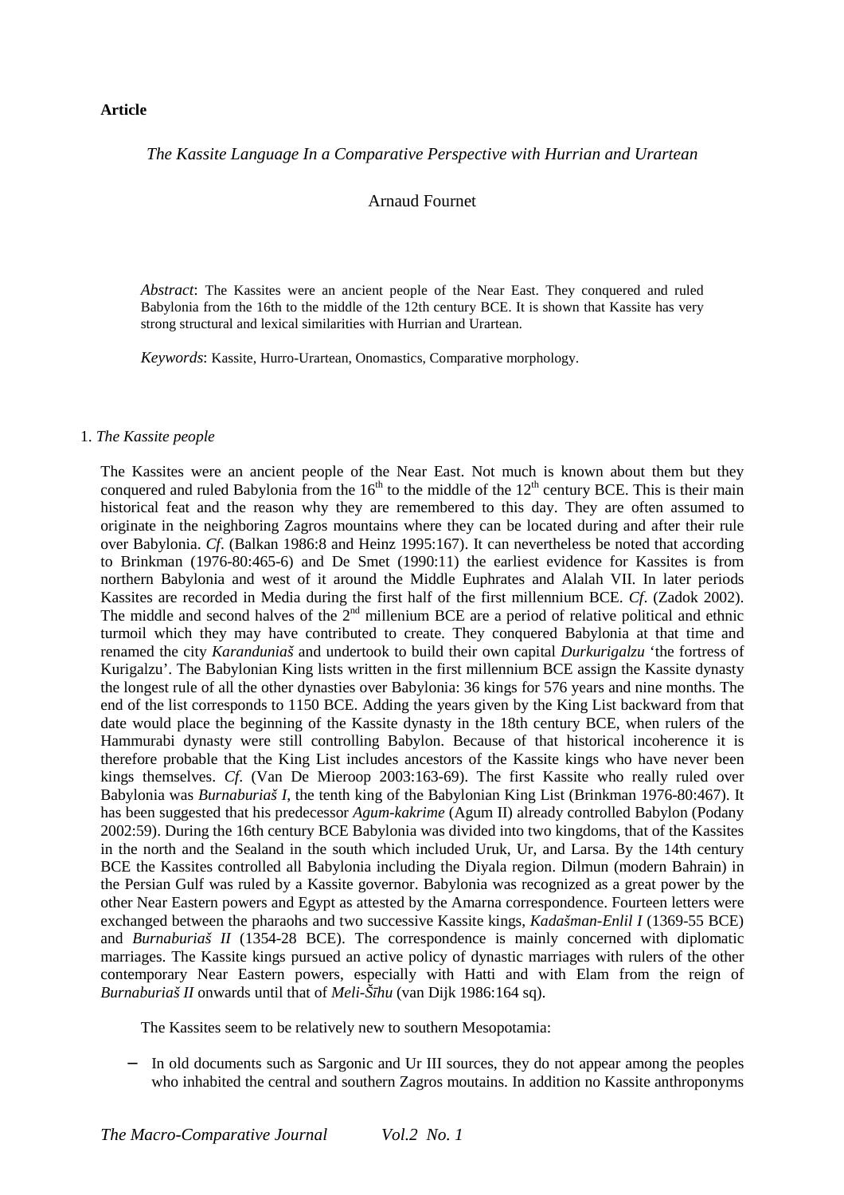**Article**

*The Kassite Language In a Comparative Perspective with Hurrian and Urartean*

Arnaud Fournet

*Abstract*: The Kassites were an ancient people of the Near East. They conquered and ruled Babylonia from the 16th to the middle of the 12th century BCE. It is shown that Kassite has very strong structural and lexical similarities with Hurrian and Urartean.

*Keywords*: Kassite, Hurro-Urartean, Onomastics, Comparative morphology.

## 1. *The Kassite people*

The Kassites were an ancient people of the Near East. Not much is known about them but they conquered and ruled Babylonia from the $16^{th}$ to the middle of the $12^{th}$ century BCE. This is their main historical feat and the reason why they are remembered to this day. They are often assumed to originate in the neighboring Zagros mountains where they can be located during and after their rule over Babylonia. *Cf*. (Balkan 1986:8 and Heinz 1995:167). It can nevertheless be noted that according to Brinkman (1976-80:465-6) and De Smet (1990:11) the earliest evidence for Kassites is from northern Babylonia and west of it around the Middle Euphrates and Alalah VII. In later periods Kassites are recorded in Media during the first half of the first millennium BCE. *Cf*. (Zadok 2002). The middle and second halves of the $2^{nd}$ millenium BCE are a period of relative political and ethnic turmoil which they may have contributed to create. They conquered Babylonia at that time and renamed the city *Karanduniaš* and undertook to build their own capital *Durkurigalzu* 'the fortress of Kurigalzu'. The Babylonian King lists written in the first millennium BCE assign the Kassite dynasty the longest rule of all the other dynasties over Babylonia: 36 kings for 576 years and nine months. The end of the list corresponds to 1150 BCE. Adding the years given by the King List backward from that date would place the beginning of the Kassite dynasty in the 18th century BCE, when rulers of the Hammurabi dynasty were still controlling Babylon. Because of that historical incoherence it is therefore probable that the King List includes ancestors of the Kassite kings who have never been kings themselves. *Cf*. (Van De Mieroop 2003:163-69). The first Kassite who really ruled over Babylonia was *Burnaburiaš I*, the tenth king of the Babylonian King List (Brinkman 1976-80:467). It has been suggested that his predecessor *Agum-kakrime* (Agum II) already controlled Babylon (Podany 2002:59). During the 16th century BCE Babylonia was divided into two kingdoms, that of the Kassites in the north and the Sealand in the south which included Uruk, Ur, and Larsa. By the 14th century BCE the Kassites controlled all Babylonia including the Diyala region. Dilmun (modern Bahrain) in the Persian Gulf was ruled by a Kassite governor. Babylonia was recognized as a great power by the other Near Eastern powers and Egypt as attested by the Amarna correspondence. Fourteen letters were exchanged between the pharaohs and two successive Kassite kings, *Kadašman-Enlil I* (1369-55 BCE) and *Burnaburiaš II* (1354-28 BCE). The correspondence is mainly concerned with diplomatic marriages. The Kassite kings pursued an active policy of dynastic marriages with rulers of the other contemporary Near Eastern powers, especially with Hatti and with Elam from the reign of *Burnaburiaš II* onwards until that of *Meli-Šīhu* (van Dijk 1986:164 sq).

The Kassites seem to be relatively new to southern Mesopotamia:

- In old documents such as Sargonic and Ur III sources, they do not appear among the peoples who inhabited the central and southern Zagros moutains. In addition no Kassite anthroponyms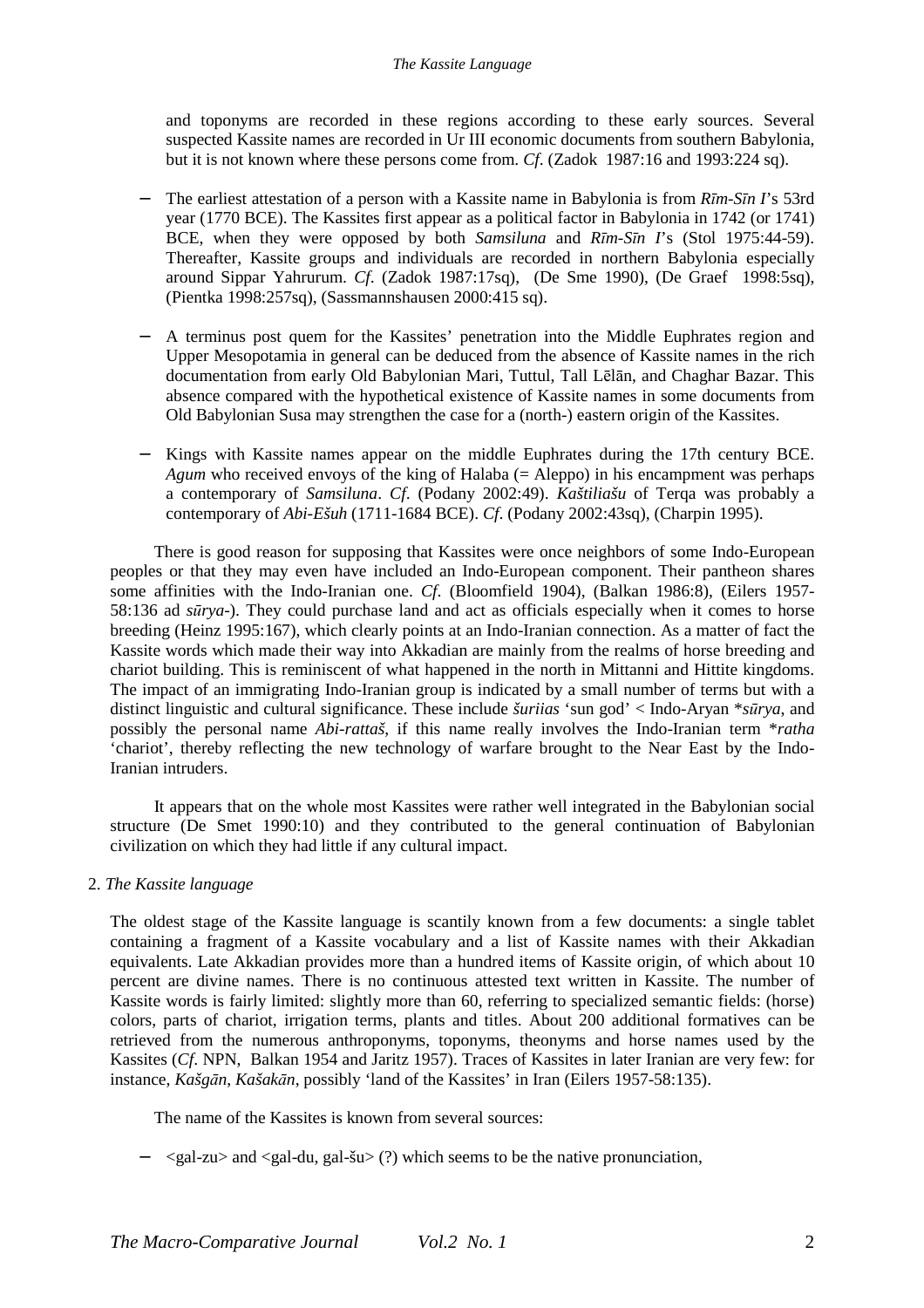and toponyms are recorded in these regions according to these early sources. Several suspected Kassite names are recorded in Ur III economic documents from southern Babylonia, but it is not known where these persons come from. *Cf*. (Zadok 1987:16 and 1993:224 sq).

- The earliest attestation of a person with a Kassite name in Babylonia is from *Rīm-Sīn I*'s 53rd year (1770 BCE). The Kassites first appear as a political factor in Babylonia in 1742 (or 1741) BCE, when they were opposed by both *Samsiluna* and *Rīm-Sīn I*'s (Stol 1975:44-59). Thereafter, Kassite groups and individuals are recorded in northern Babylonia especially around Sippar Yahrurum. *Cf*. (Zadok 1987:17sq), (De Sme 1990), (De Graef 1998:5sq), (Pientka 1998:257sq), (Sassmannshausen 2000:415 sq).

- A terminus post quem for the Kassites' penetration into the Middle Euphrates region and Upper Mesopotamia in general can be deduced from the absence of Kassite names in the rich documentation from early Old Babylonian Mari, Tuttul, Tall Lēlān, and Chaghar Bazar. This absence compared with the hypothetical existence of Kassite names in some documents from Old Babylonian Susa may strengthen the case for a (north-) eastern origin of the Kassites.

- Kings with Kassite names appear on the middle Euphrates during the 17th century BCE. *Agum* who received envoys of the king of Halaba (= Aleppo) in his encampment was perhaps a contemporary of *Samsiluna*. *Cf*. (Podany 2002:49). *Kaštiliašu* of Terqa was probably a contemporary of *Abi-Ešuh* (1711-1684 BCE). *Cf*. (Podany 2002:43sq), (Charpin 1995).

There is good reason for supposing that Kassites were once neighbors of some Indo-European peoples or that they may even have included an Indo-European component. Their pantheon shares some affinities with the Indo-Iranian one. *Cf*. (Bloomfield 1904), (Balkan 1986:8), (Eilers 1957-58:136 ad *sūrya*-). They could purchase land and act as officials especially when it comes to horse breeding (Heinz 1995:167), which clearly points at an Indo-Iranian connection. As a matter of fact the Kassite words which made their way into Akkadian are mainly from the realms of horse breeding and chariot building. This is reminiscent of what happened in the north in Mittanni and Hittite kingdoms. The impact of an immigrating Indo-Iranian group is indicated by a small number of terms but with a distinct linguistic and cultural significance. These include *šuriias* 'sun god' < Indo-Aryan \**sūrya*, and possibly the personal name *Abi-rattaš*, if this name really involves the Indo-Iranian term \**ratha* 'chariot', thereby reflecting the new technology of warfare brought to the Near East by the Indo-Iranian intruders.

It appears that on the whole most Kassites were rather well integrated in the Babylonian social structure (De Smet 1990:10) and they contributed to the general continuation of Babylonian civilization on which they had little if any cultural impact.

## 2. *The Kassite language*

The oldest stage of the Kassite language is scantily known from a few documents: a single tablet containing a fragment of a Kassite vocabulary and a list of Kassite names with their Akkadian equivalents. Late Akkadian provides more than a hundred items of Kassite origin, of which about 10 percent are divine names. There is no continuous attested text written in Kassite. The number of Kassite words is fairly limited: slightly more than 60, referring to specialized semantic fields: (horse) colors, parts of chariot, irrigation terms, plants and titles. About 200 additional formatives can be retrieved from the numerous anthroponyms, toponyms, theonyms and horse names used by the Kassites (*Cf*. NPN, Balkan 1954 and Jaritz 1957). Traces of Kassites in later Iranian are very few: for instance, *Kašgān*, *Kašakān*, possibly 'land of the Kassites' in Iran (Eilers 1957-58:135).

The name of the Kassites is known from several sources:

- <gal-zu> and <gal-du, gal-šu> (?) which seems to be the native pronunciation,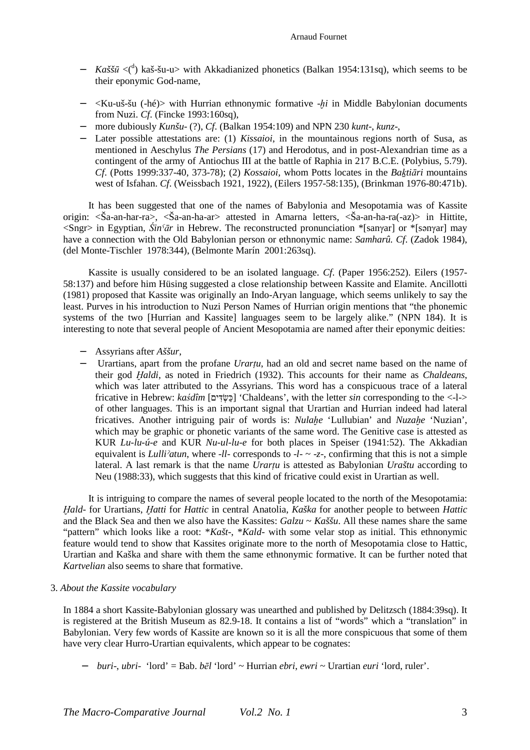- *Kaššū* <($^{d}$) kaš-šu-u> with Akkadianized phonetics (Balkan 1954:131sq), which seems to be their eponymic God-name,
- <Ku-uš-šu (-hé)> with Hurrian ethnonymic formative *-ḫi* in Middle Babylonian documents from Nuzi. *Cf*. (Fincke 1993:160sq),
- more dubiously *Kunšu-* (?), *Cf*. (Balkan 1954:109) and NPN 230 *kunt-*, *kunz-*,
- Later possible attestations are: (1) *Kissaioi*, in the mountainous regions north of Susa, as mentioned in Aeschylus *The Persians* (17) and Herodotus, and in post-Alexandrian time as a contingent of the army of Antiochus III at the battle of Raphia in 217 B.C.E. (Polybius, 5.79). *Cf*. (Potts 1999:337-40, 373-78); (2) *Kossaioi*, whom Potts locates in the *Baḵtiāri* mountains west of Isfahan. *Cf*. (Weissbach 1921, 1922), (Eilers 1957-58:135), (Brinkman 1976-80:471b).

It has been suggested that one of the names of Babylonia and Mesopotamia was of Kassite origin: <Ša-an-har-ra>, <Ša-an-ha-ar> attested in Amarna letters, <Ša-an-ha-ra(-az)> in Hittite, <Sngr> in Egyptian, *Śinʿār* in Hebrew. The reconstructed pronunciation *[sanɣar] or *[sənɣar] may have a connection with the Old Babylonian person or ethnonymic name: *Samharû*. *Cf*. (Zadok 1984), (del Monte-Tischler 1978:344), (Belmonte Marín 2001:263sq).

Kassite is usually considered to be an isolated language. *Cf*. (Paper 1956:252). Eilers (1957-58:137) and before him Hüsing suggested a close relationship between Kassite and Elamite. Ancillotti (1981) proposed that Kassite was originally an Indo-Aryan language, which seems unlikely to say the least. Purves in his introduction to Nuzi Person Names of Hurrian origin mentions that "the phonemic systems of the two [Hurrian and Kassite] languages seem to be largely alike." (NPN 184). It is interesting to note that several people of Ancient Mesopotamia are named after their eponymic deities:

- Assyrians after *Aššur*,
- Urartians, apart from the profane *Urarṭu*, had an old and secret name based on the name of their god *Ḫaldi*, as noted in Friedrich (1932). This accounts for their name as *Chaldeans*, which was later attributed to the Assyrians. This word has a conspicuous trace of a lateral fricative in Hebrew: *kaśdîm* [כַּשְׂדִּים] 'Chaldeans', with the letter *sin* corresponding to the <-l-> of other languages. This is an important signal that Urartian and Hurrian indeed had lateral fricatives. Another intriguing pair of words is: *Nulaḫe* 'Lullubian' and *Nuzaḫe* 'Nuzian', which may be graphic or phonetic variants of the same word. The Genitive case is attested as KUR *Lu-lu-ú-e* and KUR *Nu-ul-lu-e* for both places in Speiser (1941:52). The Akkadian equivalent is *Lulliʾatun*, where *-ll-* corresponds to *-l- ~ -z-*, confirming that this is not a simple lateral. A last remark is that the name *Urarṭu* is attested as Babylonian *Uraštu* according to Neu (1988:33), which suggests that this kind of fricative could exist in Urartian as well.

It is intriguing to compare the names of several people located to the north of the Mesopotamia: *Ḫald-* for Urartians, *Ḫatti* for *Hattic* in central Anatolia, *Kaška* for another people to between *Hattic* and the Black Sea and then we also have the Kassites: *Galzu ~ Kaššu*. All these names share the same "pattern" which looks like a root: \**Kašt-*, \**Kald-* with some velar stop as initial. This ethnonymic feature would tend to show that Kassites originate more to the north of Mesopotamia close to Hattic, Urartian and Kaška and share with them the same ethnonymic formative. It can be further noted that *Kartvelian* also seems to share that formative.

3. *About the Kassite vocabulary*

In 1884 a short Kassite-Babylonian glossary was unearthed and published by Delitzsch (1884:39sq). It is registered at the British Museum as 82.9-18. It contains a list of "words" which a "translation" in Babylonian. Very few words of Kassite are known so it is all the more conspicuous that some of them have very clear Hurro-Urartian equivalents, which appear to be cognates:

- *buri-*, *ubri-* 'lord' = Bab. *bēl* 'lord' ~ Hurrian *ebri*, *ewri* ~ Urartian *euri* 'lord, ruler'.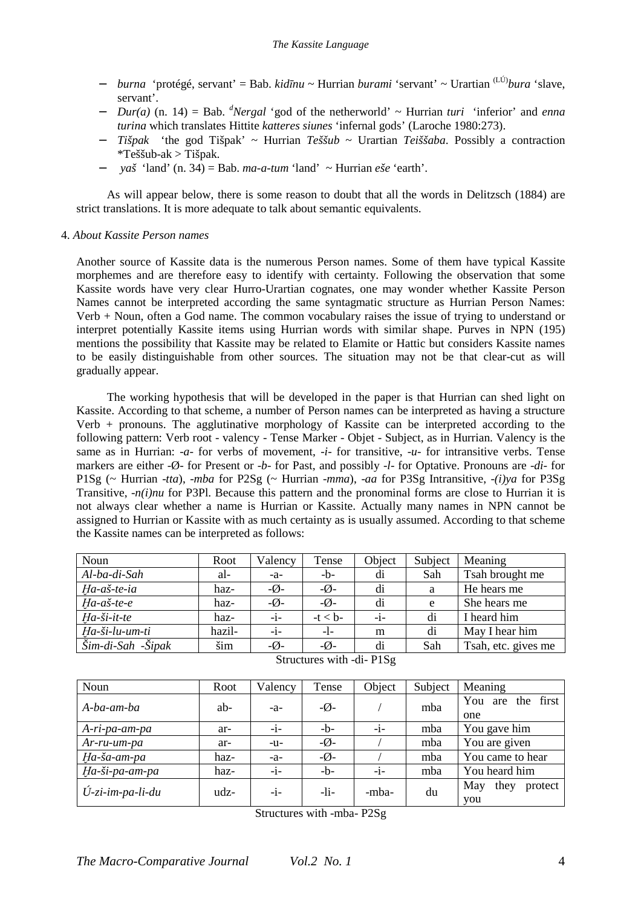- *burna* 'protégé, servant' = Bab. *kidīnu* ~ Hurrian *burami* 'servant' ~ Urartian [(LÚ)]*bura* 'slave, servant'.
- *Dur(a)* (n. 14) = Bab. [d]*Nergal* 'god of the netherworld' ~ Hurrian *turi* 'inferior' and *enna turina* which translates Hittite *katteres siunes* 'infernal gods' (Laroche 1980:273).
- *Tišpak* 'the god Tišpak' ~ Hurrian *Teššub* ~ Urartian *Teiššaba*. Possibly a contraction *Teššub-ak > Tišpak.
- *yaš* 'land' (n. 34) = Bab. *ma-a-tum* 'land' ~ Hurrian *eše* 'earth'.

As will appear below, there is some reason to doubt that all the words in Delitzsch (1884) are strict translations. It is more adequate to talk about semantic equivalents.

4. *About Kassite Person names*

Another source of Kassite data is the numerous Person names. Some of them have typical Kassite morphemes and are therefore easy to identify with certainty. Following the observation that some Kassite words have very clear Hurro-Urartian cognates, one may wonder whether Kassite Person Names cannot be interpreted according the same syntagmatic structure as Hurrian Person Names: Verb + Noun, often a God name. The common vocabulary raises the issue of trying to understand or interpret potentially Kassite items using Hurrian words with similar shape. Purves in NPN (195) mentions the possibility that Kassite may be related to Elamite or Hattic but considers Kassite names to be easily distinguishable from other sources. The situation may not be that clear-cut as will gradually appear.

The working hypothesis that will be developed in the paper is that Hurrian can shed light on Kassite. According to that scheme, a number of Person names can be interpreted as having a structure Verb + pronouns. The agglutinative morphology of Kassite can be interpreted according to the following pattern: Verb root - valency - Tense Marker - Objet - Subject, as in Hurrian. Valency is the same as in Hurrian: *-a-* for verbs of movement, *-i-* for transitive, *-u-* for intransitive verbs. Tense markers are either -Ø- for Present or *-b-* for Past, and possibly *-l-* for Optative. Pronouns are *-di-* for P1Sg (~ Hurrian *-tta*), *-mba* for P2Sg (~ Hurrian *-mma*), *-aa* for P3Sg Intransitive, *-(i)ya* for P3Sg Transitive, *-n(i)nu* for P3Pl. Because this pattern and the pronominal forms are close to Hurrian it is not always clear whether a name is Hurrian or Kassite. Actually many names in NPN cannot be assigned to Hurrian or Kassite with as much certainty as is usually assumed. According to that scheme the Kassite names can be interpreted as follows:

| Noun | Root | Valency | Tense | Object | Subject | Meaning |
|---|---|---|---|---|---|---|
| *Al-ba-di-Sah* | al- | -a- | -b- | di | Sah | Tsah brought me |
| *Ḫa-aš-te-ia* | haz- | -Ø- | -Ø- | di | a | He hears me |
| *Ḫa-aš-te-e* | haz- | -Ø- | -Ø- | di | e | She hears me |
| *Ḫa-ši-it-te* | haz- | -i- | -t < b- | -i- | di | I heard him |
| *Ḫa-ši-lu-um-ti* | hazil- | -i- | -l- | m | di | May I hear him |
| *Šim-di-Sah -Šipak* | šim | -Ø- | -Ø- | di | Sah | Tsah, etc. gives me |

Structures with -di- P1Sg

| Noun | Root | Valency | Tense | Object | Subject | Meaning |
|---|---|---|---|---|---|---|
| *A-ba-am-ba* | ab- | -a- | -Ø- | / | mba | You are the first one |
| *A-ri-pa-am-pa* | ar- | -i- | -b- | -i- | mba | You gave him |
| *Ar-ru-um-pa* | ar- | -u- | -Ø- | / | mba | You are given |
| *Ḫa-ša-am-pa* | haz- | -a- | -Ø- | / | mba | You came to hear |
| *Ḫa-ši-pa-am-pa* | haz- | -i- | -b- | -i- | mba | You heard him |
| *Ú-zi-im-pa-li-du* | udz- | -i- | -li- | -mba- | du | May they protect you |

Structures with -mba- P2Sg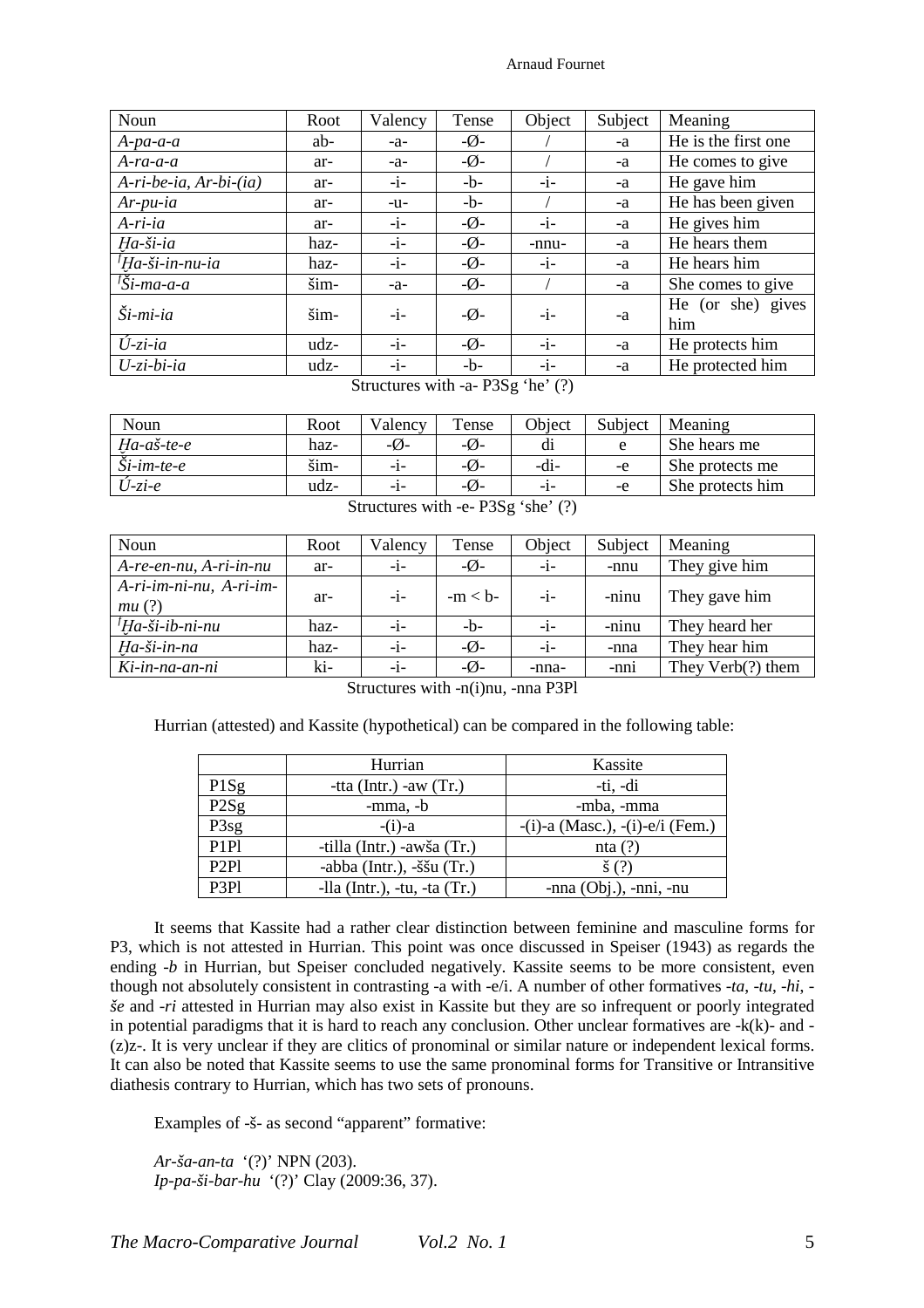| Noun | Root | Valency | Tense | Object | Subject | Meaning |
|---|---|---|---|---|---|---|
| *A-pa-a-a* | ab- | -a- | -Ø- | / | -a | He is the first one |
| *A-ra-a-a* | ar- | -a- | -Ø- | / | -a | He comes to give |
| *A-ri-be-ia, Ar-bi-(ia)* | ar- | -i- | -b- | -i- | -a | He gave him |
| *Ar-pu-ia* | ar- | -u- | -b- | / | -a | He has been given |
| *A-ri-ia* | ar- | -i- | -Ø- | -i- | -a | He gives him |
| *Ḫa-ši-ia* | haz- | -i- | -Ø- | -nnu- | -a | He hears them |
| *ᶠḪa-ši-in-nu-ia* | haz- | -i- | -Ø- | -i- | -a | He hears him |
| *ᶠŠi-ma-a-a* | šim- | -a- | -Ø- | / | -a | She comes to give |
| *Ši-mi-ia* | šim- | -i- | -Ø- | -i- | -a | He (or she) gives him |
| *Ú-zi-ia* | udz- | -i- | -Ø- | -i- | -a | He protects him |
| *U-zi-bi-ia* | udz- | -i- | -b- | -i- | -a | He protected him |

Structures with -a- P3Sg 'he' (?)

| Noun | Root | Valency | Tense | Object | Subject | Meaning |
|---|---|---|---|---|---|---|
| *Ḫa-aš-te-e* | haz- | -Ø- | -Ø- | di | e | She hears me |
| *Ši-im-te-e* | šim- | -i- | -Ø- | -di- | -e | She protects me |
| *Ú-zi-e* | udz- | -i- | -Ø- | -i- | -e | She protects him |

Structures with -e- P3Sg 'she' (?)

| Noun | Root | Valency | Tense | Object | Subject | Meaning |
|---|---|---|---|---|---|---|
| *A-re-en-nu, A-ri-in-nu* | ar- | -i- | -Ø- | -i- | -nnu | They give him |
| *A-ri-im-ni-nu, A-ri-im-mu* (?) | ar- | -i- | -m < b- | -i- | -ninu | They gave him |
| *ᶠḪa-ši-ib-ni-nu* | haz- | -i- | -b- | -i- | -ninu | They heard her |
| *Ḫa-ši-in-na* | haz- | -i- | -Ø- | -i- | -nna | They hear him |
| *Ki-in-na-an-ni* | ki- | -i- | -Ø- | -nna- | -nni | They Verb(?) them |

Structures with -n(i)nu, -nna P3Pl

Hurrian (attested) and Kassite (hypothetical) can be compared in the following table:

| | Hurrian | Kassite |
|---|---|---|
| P1Sg | -tta (Intr.) -aw (Tr.) | -ti, -di |
| P2Sg | -mma, -b | -mba, -mma |
| P3sg | -(i)-a | -(i)-a (Masc.), -(i)-e/i (Fem.) |
| P1Pl | -tilla (Intr.) -awša (Tr.) | nta (?) |
| P2Pl | -abba (Intr.), -ššu (Tr.) | š (?) |
| P3Pl | -lla (Intr.), -tu, -ta (Tr.) | -nna (Obj.), -nni, -nu |

It seems that Kassite had a rather clear distinction between feminine and masculine forms for P3, which is not attested in Hurrian. This point was once discussed in Speiser (1943) as regards the ending *-b* in Hurrian, but Speiser concluded negatively. Kassite seems to be more consistent, even though not absolutely consistent in contrasting -a with -e/i. A number of other formatives *-ta*, *-tu*, *-hi*, *-še* and *-ri* attested in Hurrian may also exist in Kassite but they are so infrequent or poorly integrated in potential paradigms that it is hard to reach any conclusion. Other unclear formatives are -k(k)- and -(z)z-. It is very unclear if they are clitics of pronominal or similar nature or independent lexical forms. It can also be noted that Kassite seems to use the same pronominal forms for Transitive or Intransitive diathesis contrary to Hurrian, which has two sets of pronouns.

Examples of -š- as second "apparent" formative:

*Ar-ša-an-ta* '(?)' NPN (203).
*Ip-pa-ši-bar-hu* '(?)' Clay (2009:36, 37).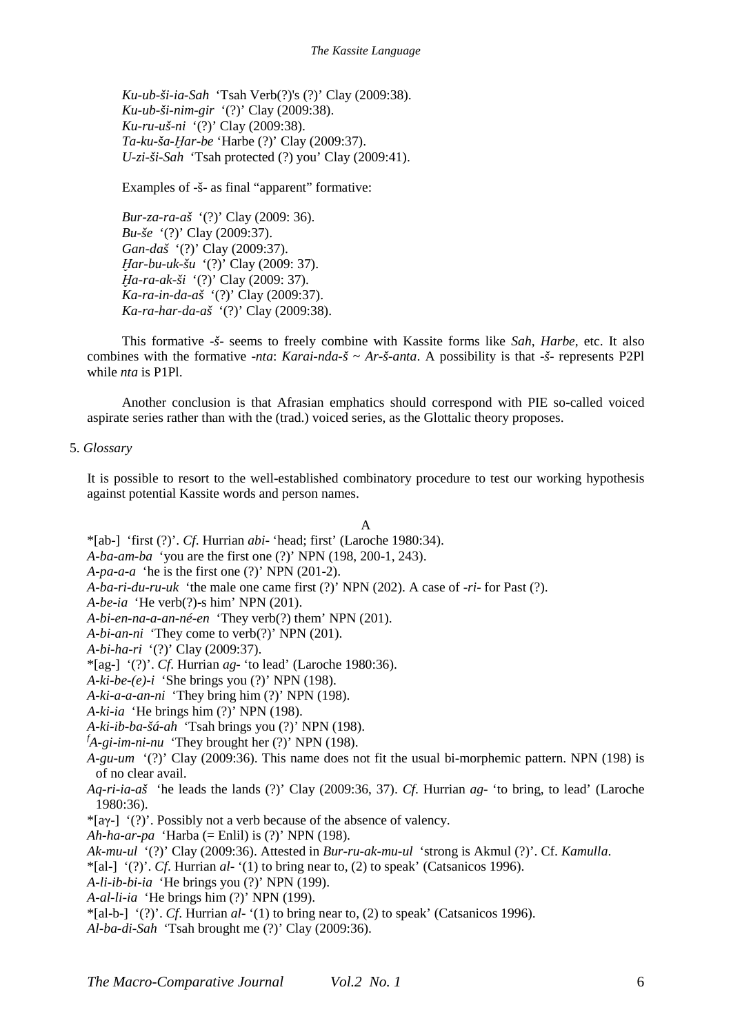*Ku-ub-ši-ia-Sah* 'Tsah Verb(?)'s (?)' Clay (2009:38).
*Ku-ub-ši-nim-gir* '(?)' Clay (2009:38).
*Ku-ru-uš-ni* '(?)' Clay (2009:38).
*Ta-ku-ša-Ḫar-be* 'Harbe (?)' Clay (2009:37).
*U-zi-ši-Sah* 'Tsah protected (?) you' Clay (2009:41).

Examples of -š- as final "apparent" formative:

*Bur-za-ra-aš* '(?)' Clay (2009: 36).
*Bu-še* '(?)' Clay (2009:37).
*Gan-daš* '(?)' Clay (2009:37).
*Ḫar-bu-uk-šu* '(?)' Clay (2009: 37).
*Ḫa-ra-ak-ši* '(?)' Clay (2009: 37).
*Ka-ra-in-da-aš* '(?)' Clay (2009:37).
*Ka-ra-har-da-aš* '(?)' Clay (2009:38).

This formative *-š-* seems to freely combine with Kassite forms like *Sah*, *Harbe*, etc. It also combines with the formative *-nta*: *Karai-nda-š* ~ *Ar-š-anta*. A possibility is that *-š-* represents P2Pl while *nta* is P1Pl.

Another conclusion is that Afrasian emphatics should correspond with PIE so-called voiced aspirate series rather than with the (trad.) voiced series, as the Glottalic theory proposes.

## 5. *Glossary*

It is possible to resort to the well-established combinatory procedure to test our working hypothesis against potential Kassite words and person names.

### A

*[ab-] 'first (?)'. *Cf*. Hurrian *abi*- 'head; first' (Laroche 1980:34).
*A-ba-am-ba* 'you are the first one (?)' NPN (198, 200-1, 243).
*A-pa-a-a* 'he is the first one (?)' NPN (201-2).
*A-ba-ri-du-ru-uk* 'the male one came first (?)' NPN (202). A case of *-ri-* for Past (?).
*A-be-ia* 'He verb(?)-s him' NPN (201).
*A-bi-en-na-a-an-né-en* 'They verb(?) them' NPN (201).
*A-bi-an-ni* 'They come to verb(?)' NPN (201).
*A-bi-ha-ri* '(?)' Clay (2009:37).
*[ag-] '(?)'. *Cf*. Hurrian *ag*- 'to lead' (Laroche 1980:36).
*A-ki-be-(e)-i* 'She brings you (?)' NPN (198).
*A-ki-a-a-an-ni* 'They bring him (?)' NPN (198).
*A-ki-ia* 'He brings him (?)' NPN (198).
*A-ki-ib-ba-šá-ah* 'Tsah brings you (?)' NPN (198).
*fA-gi-im-ni-nu* 'They brought her (?)' NPN (198).
*A-gu-um* '(?)' Clay (2009:36). This name does not fit the usual bi-morphemic pattern. NPN (198) is of no clear avail.
*Aq-ri-ia-aš* 'he leads the lands (?)' Clay (2009:36, 37). *Cf*. Hurrian *ag*- 'to bring, to lead' (Laroche 1980:36).
*[aɣ-] '(?)'. Possibly not a verb because of the absence of valency.
*Ah-ha-ar-pa* 'Harba (= Enlil) is (?)' NPN (198).
*Ak-mu-ul* '(?)' Clay (2009:36). Attested in *Bur-ru-ak-mu-ul* 'strong is Akmul (?)'. Cf. *Kamulla*.
*[al-] '(?)'. *Cf*. Hurrian *al*- '(1) to bring near to, (2) to speak' (Catsanicos 1996).
*A-li-ib-bi-ia* 'He brings you (?)' NPN (199).
*A-al-li-ia* 'He brings him (?)' NPN (199).
*[al-b-] '(?)'. *Cf*. Hurrian *al*- '(1) to bring near to, (2) to speak' (Catsanicos 1996).
*Al-ba-di-Sah* 'Tsah brought me (?)' Clay (2009:36).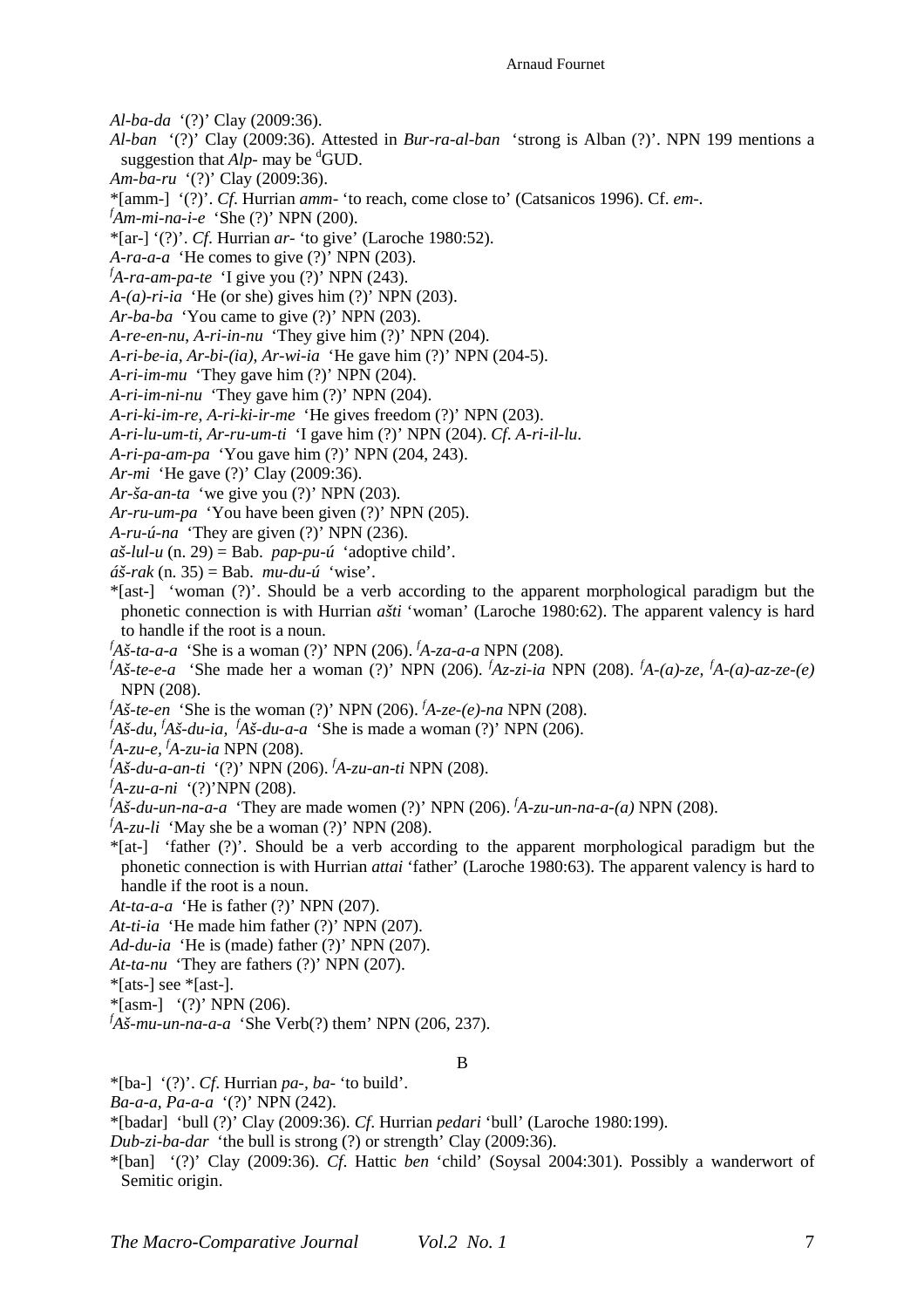*Al-ba-da* ‘(?)’ Clay (2009:36).

*Al-ban* ‘(?)’ Clay (2009:36). Attested in *Bur-ra-al-ban* ‘strong is Alban (?)’. NPN 199 mentions a suggestion that *Alp-* may be [d]GUD.

*Am-ba-ru* ‘(?)’ Clay (2009:36).

*[amm-] ‘(?)’. *Cf*. Hurrian *amm-* ‘to reach, come close to’ (Catsanicos 1996). Cf. *em-*.

[f]*Am-mi-na-i-e* ‘She (?)’ NPN (200).

*[ar-] ‘(?)’. *Cf*. Hurrian *ar-* ‘to give’ (Laroche 1980:52).

*A-ra-a-a* ‘He comes to give (?)’ NPN (203).

[f]*A-ra-am-pa-te* ‘I give you (?)’ NPN (243).

*A-(a)-ri-ia* ‘He (or she) gives him (?)’ NPN (203).

*Ar-ba-ba* ‘You came to give (?)’ NPN (203).

*A-re-en-nu*, *A-ri-in-nu* ‘They give him (?)’ NPN (204).

*A-ri-be-ia*, *Ar-bi-(ia)*, *Ar-wi-ia* ‘He gave him (?)’ NPN (204-5).

*A-ri-im-mu* ‘They gave him (?)’ NPN (204).

*A-ri-im-ni-nu* ‘They gave him (?)’ NPN (204).

*A-ri-ki-im-re*, *A-ri-ki-ir-me* ‘He gives freedom (?)’ NPN (203).

*A-ri-lu-um-ti*, *Ar-ru-um-ti* ‘I gave him (?)’ NPN (204). *Cf*. *A-ri-il-lu*.

*A-ri-pa-am-pa* ‘You gave him (?)’ NPN (204, 243).

*Ar-mi* ‘He gave (?)’ Clay (2009:36).

*Ar-ša-an-ta* ‘we give you (?)’ NPN (203).

*Ar-ru-um-pa* ‘You have been given (?)’ NPN (205).

*A-ru-ú-na* ‘They are given (?)’ NPN (236).

*aš-lul-u* (n. 29) = Bab. *pap-pu-ú* ‘adoptive child’.

*áš-rak* (n. 35) = Bab. *mu-du-ú* ‘wise’.

*[ast-] ‘woman (?)’. Should be a verb according to the apparent morphological paradigm but the phonetic connection is with Hurrian *ašti* ‘woman’ (Laroche 1980:62). The apparent valency is hard to handle if the root is a noun.

[f]*Aš-ta-a-a* ‘She is a woman (?)’ NPN (206). [f]*A-za-a-a* NPN (208).

[f]*Aš-te-e-a* ‘She made her a woman (?)’ NPN (206). [f]*Az-zi-ia* NPN (208). [f]*A-(a)-ze*, [f]*A-(a)-az-ze-(e)* NPN (208).

[f]*Aš-te-en* ‘She is the woman (?)’ NPN (206). [f]*A-ze-(e)-na* NPN (208).

[f]*Aš-du*, [f]*Aš-du-ia*, [f]*Aš-du-a-a* ‘She is made a woman (?)’ NPN (206).

[f]*A-zu-e*, [f]*A-zu-ia* NPN (208).

[f]*Aš-du-a-an-ti* ‘(?)’ NPN (206). [f]*A-zu-an-ti* NPN (208).

[f]*A-zu-a-ni* ‘(?)’NPN (208).

[f]*Aš-du-un-na-a-a* ‘They are made women (?)’ NPN (206). [f]*A-zu-un-na-a-(a)* NPN (208).

[f]*A-zu-li* ‘May she be a woman (?)’ NPN (208).

*[at-] ‘father (?)’. Should be a verb according to the apparent morphological paradigm but the phonetic connection is with Hurrian *attai* ‘father’ (Laroche 1980:63). The apparent valency is hard to handle if the root is a noun.

*At-ta-a-a* ‘He is father (?)’ NPN (207).

*At-ti-ia* ‘He made him father (?)’ NPN (207).

*Ad-du-ia* ‘He is (made) father (?)’ NPN (207).

*At-ta-nu* ‘They are fathers (?)’ NPN (207).

*[ats-] see *[ast-].

*[asm-] ‘(?)’ NPN (206).

[f]*Aš-mu-un-na-a-a* ‘She Verb(?) them’ NPN (206, 237).

## B

*[ba-] ‘(?)’. *Cf*. Hurrian *pa-*, *ba-* ‘to build’.

*Ba-a-a*, *Pa-a-a* ‘(?)’ NPN (242).

*[badar] ‘bull (?)’ Clay (2009:36). *Cf*. Hurrian *pedari* ‘bull’ (Laroche 1980:199).

*Dub-zi-ba-dar* ‘the bull is strong (?) or strength’ Clay (2009:36).

*[ban] ‘(?)’ Clay (2009:36). *Cf*. Hattic *ben* ‘child’ (Soysal 2004:301). Possibly a wanderwort of Semitic origin.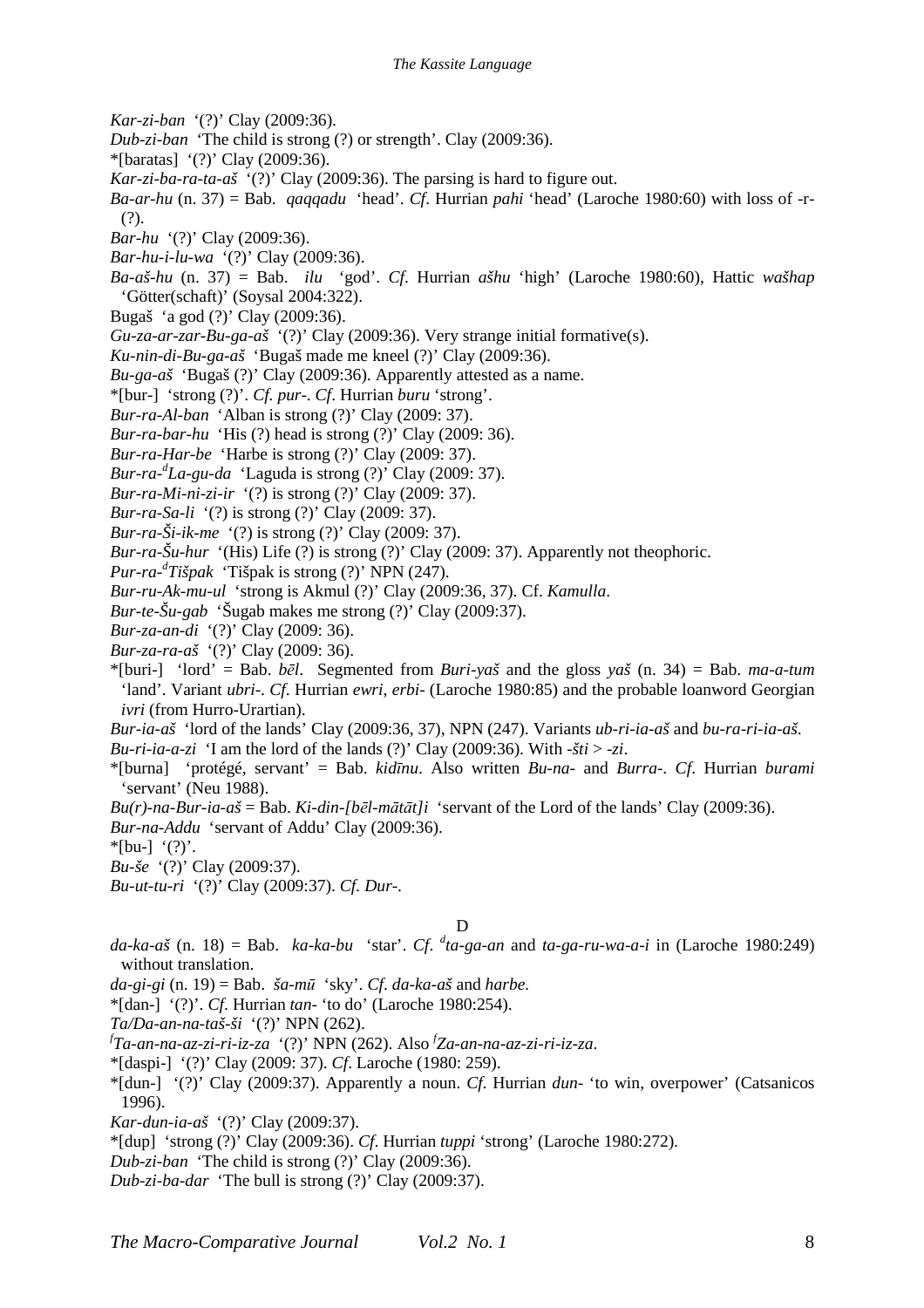*Kar-zi-ban* ‘(?)’ Clay (2009:36).

*Dub-zi-ban* ‘The child is strong (?) or strength’. Clay (2009:36).

*[baratas] ‘(?)’ Clay (2009:36).

*Kar-zi-ba-ra-ta-aš* ‘(?)’ Clay (2009:36). The parsing is hard to figure out.

*Ba-ar-hu* (n. 37) = Bab. *qaqqadu* ‘head’. *Cf*. Hurrian *pahi* ‘head’ (Laroche 1980:60) with loss of -r- (?).

*Bar-hu* ‘(?)’ Clay (2009:36).

*Bar-hu-i-lu-wa* ‘(?)’ Clay (2009:36).

*Ba-aš-hu* (n. 37) = Bab. *ilu* ‘god’. *Cf*. Hurrian *ašhu* ‘high’ (Laroche 1980:60), Hattic *wašhap* ‘Götter(schaft)’ (Soysal 2004:322).

Bugaš ‘a god (?)’ Clay (2009:36).

*Gu-za-ar-zar-Bu-ga-aš* ‘(?)’ Clay (2009:36). Very strange initial formative(s).

*Ku-nin-di-Bu-ga-aš* ‘Bugaš made me kneel (?)’ Clay (2009:36).

*Bu-ga-aš* ‘Bugaš (?)’ Clay (2009:36). Apparently attested as a name.

*[bur-] ‘strong (?)’. *Cf*. *pur-*. *Cf*. Hurrian *buru* ‘strong’.

*Bur-ra-Al-ban* ‘Alban is strong (?)’ Clay (2009: 37).

*Bur-ra-bar-hu* ‘His (?) head is strong (?)’ Clay (2009: 36).

*Bur-ra-Har-be* ‘Harbe is strong (?)’ Clay (2009: 37).

*Bur-ra-[d]La-gu-da* ‘Laguda is strong (?)’ Clay (2009: 37).

*Bur-ra-Mi-ni-zi-ir* ‘(?) is strong (?)’ Clay (2009: 37).

*Bur-ra-Sa-li* ‘(?) is strong (?)’ Clay (2009: 37).

*Bur-ra-Ši-ik-me* ‘(?) is strong (?)’ Clay (2009: 37).

*Bur-ra-Šu-hur* ‘(His) Life (?) is strong (?)’ Clay (2009: 37). Apparently not theophoric.

*Pur-ra-[d]Tišpak* ‘Tišpak is strong (?)’ NPN (247).

*Bur-ru-Ak-mu-ul* ‘strong is Akmul (?)’ Clay (2009:36, 37). Cf. *Kamulla*.

*Bur-te-Šu-gab* ‘Šugab makes me strong (?)’ Clay (2009:37).

*Bur-za-an-di* ‘(?)’ Clay (2009: 36).

*Bur-za-ra-aš* ‘(?)’ Clay (2009: 36).

*[buri-] ‘lord’ = Bab. *bēl*. Segmented from *Buri-yaš* and the gloss *yaš* (n. 34) = Bab. *ma-a-tum* ‘land’. Variant *ubri-*. *Cf*. Hurrian *ewri*, *erbi-* (Laroche 1980:85) and the probable loanword Georgian *ivri* (from Hurro-Urartian).

*Bur-ia-aš* ‘lord of the lands’ Clay (2009:36, 37), NPN (247). Variants *ub-ri-ia-aš* and *bu-ra-ri-ia-aš*.

*Bu-ri-ia-a-zi* ‘I am the lord of the lands (?)’ Clay (2009:36). With *-šti* > *-zi*.

*[burna] ‘protégé, servant’ = Bab. *kidīnu*. Also written *Bu-na-* and *Burra-*. *Cf*. Hurrian *burami* ‘servant’ (Neu 1988).

*Bu(r)-na-Bur-ia-aš* = Bab. *Ki-din-[bēl-mātāt]i* ‘servant of the Lord of the lands’ Clay (2009:36).

*Bur-na-Addu* ‘servant of Addu’ Clay (2009:36).

*[bu-] ‘(?)’.

*Bu-še* ‘(?)’ Clay (2009:37).

*Bu-ut-tu-ri* ‘(?)’ Clay (2009:37). *Cf*. *Dur-*.

## D

*da-ka-aš* (n. 18) = Bab. *ka-ka-bu* ‘star’. *Cf*. *[d]ta-ga-an* and *ta-ga-ru-wa-a-i* in (Laroche 1980:249) without translation.

*da-gi-gi* (n. 19) = Bab. *ša-mū* ‘sky’. *Cf*. *da-ka-aš* and *harbe*.

*[dan-] ‘(?)’. *Cf*. Hurrian *tan-* ‘to do’ (Laroche 1980:254).

*Ta/Da-an-na-taš-ši* ‘(?)’ NPN (262).

*[f]Ta-an-na-az-zi-ri-iz-za* ‘(?)’ NPN (262). Also *[f]Za-an-na-az-zi-ri-iz-za*.

*[daspi-] ‘(?)’ Clay (2009: 37). *Cf*. Laroche (1980: 259).

*[dun-] ‘(?)’ Clay (2009:37). Apparently a noun. *Cf*. Hurrian *dun-* ‘to win, overpower’ (Catsanicos 1996).

*Kar-dun-ia-aš* ‘(?)’ Clay (2009:37).

*[dup] ‘strong (?)’ Clay (2009:36). *Cf*. Hurrian *tuppi* ‘strong’ (Laroche 1980:272).

*Dub-zi-ban* ‘The child is strong (?)’ Clay (2009:36).

*Dub-zi-ba-dar* ‘The bull is strong (?)’ Clay (2009:37).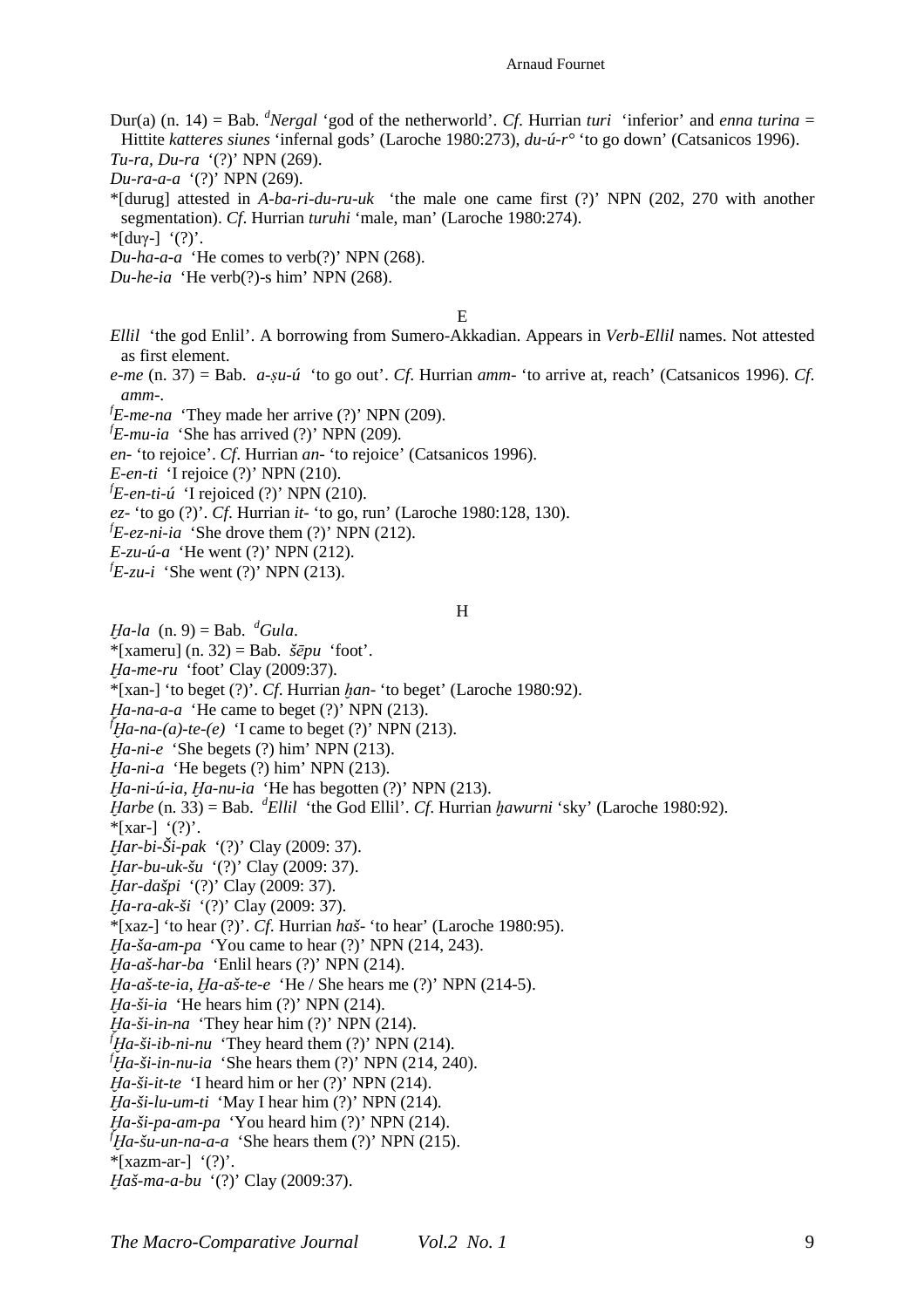Dur(a) (n. 14) = Bab. [d]*Nergal* 'god of the netherworld'. *Cf*. Hurrian *turi* 'inferior' and *enna turina* = Hittite *katteres siunes* 'infernal gods' (Laroche 1980:273), *du-ú-r°* 'to go down' (Catsanicos 1996).
*Tu-ra*, *Du-ra* '(?)' NPN (269).
*Du-ra-a-a* '(?)' NPN (269).
*[durug] attested in *A-ba-ri-du-ru-uk* 'the male one came first (?)' NPN (202, 270 with another segmentation). *Cf*. Hurrian *turuhi* 'male, man' (Laroche 1980:274).
*[duɣ-] '(?)'.
*Du-ha-a-a* 'He comes to verb(?)' NPN (268).
*Du-he-ia* 'He verb(?)-s him' NPN (268).

E

*Ellil* 'the god Enlil'. A borrowing from Sumero-Akkadian. Appears in *Verb-Ellil* names. Not attested as first element.
*e-me* (n. 37) = Bab. *a-ṣu-ú* 'to go out'. *Cf*. Hurrian *amm-* 'to arrive at, reach' (Catsanicos 1996). *Cf*. *amm-*.
[f]*E-me-na* 'They made her arrive (?)' NPN (209).
[f]*E-mu-ia* 'She has arrived (?)' NPN (209).
*en-* 'to rejoice'. *Cf*. Hurrian *an-* 'to rejoice' (Catsanicos 1996).
*E-en-ti* 'I rejoice (?)' NPN (210).
[f]*E-en-ti-ú* 'I rejoiced (?)' NPN (210).
*ez-* 'to go (?)'. *Cf*. Hurrian *it-* 'to go, run' (Laroche 1980:128, 130).
[f]*E-ez-ni-ia* 'She drove them (?)' NPN (212).
*E-zu-ú-a* 'He went (?)' NPN (212).
[f]*E-zu-i* 'She went (?)' NPN (213).

H

*Ḫa-la* (n. 9) = Bab. [d]*Gula*.
*[xameru] (n. 32) = Bab. *šēpu* 'foot'.
*Ḫa-me-ru* 'foot' Clay (2009:37).
*[xan-] 'to beget (?)'. *Cf*. Hurrian *ḫan-* 'to beget' (Laroche 1980:92).
*Ḫa-na-a-a* 'He came to beget (?)' NPN (213).
[f]*Ḫa-na-(a)-te-(e)* 'I came to beget (?)' NPN (213).
*Ḫa-ni-e* 'She begets (?) him' NPN (213).
*Ḫa-ni-a* 'He begets (?) him' NPN (213).
*Ḫa-ni-ú-ia*, *Ḫa-nu-ia* 'He has begotten (?)' NPN (213).
*Ḫarbe* (n. 33) = Bab. [d]*Ellil* 'the God Ellil'. *Cf*. Hurrian *ḫawurni* 'sky' (Laroche 1980:92).
*[xar-] '(?)'.
*Ḫar-bi-Ši-pak* '(?)' Clay (2009: 37).
*Ḫar-bu-uk-šu* '(?)' Clay (2009: 37).
*Ḫar-dašpi* '(?)' Clay (2009: 37).
*Ḫa-ra-ak-ši* '(?)' Clay (2009: 37).
*[xaz-] 'to hear (?)'. *Cf*. Hurrian *haš-* 'to hear' (Laroche 1980:95).
*Ḫa-ša-am-pa* 'You came to hear (?)' NPN (214, 243).
*Ḫa-aš-har-ba* 'Enlil hears (?)' NPN (214).
*Ḫa-aš-te-ia*, *Ḫa-aš-te-e* 'He / She hears me (?)' NPN (214-5).
*Ḫa-ši-ia* 'He hears him (?)' NPN (214).
*Ḫa-ši-in-na* 'They hear him (?)' NPN (214).
[f]*Ḫa-ši-ib-ni-nu* 'They heard them (?)' NPN (214).
[f]*Ḫa-ši-in-nu-ia* 'She hears them (?)' NPN (214, 240).
*Ḫa-ši-it-te* 'I heard him or her (?)' NPN (214).
*Ḫa-ši-lu-um-ti* 'May I hear him (?)' NPN (214).
*Ḫa-ši-pa-am-pa* 'You heard him (?)' NPN (214).
[f]*Ḫa-šu-un-na-a-a* 'She hears them (?)' NPN (215).
*[xazm-ar-] '(?)'.
*Ḫaš-ma-a-bu* '(?)' Clay (2009:37).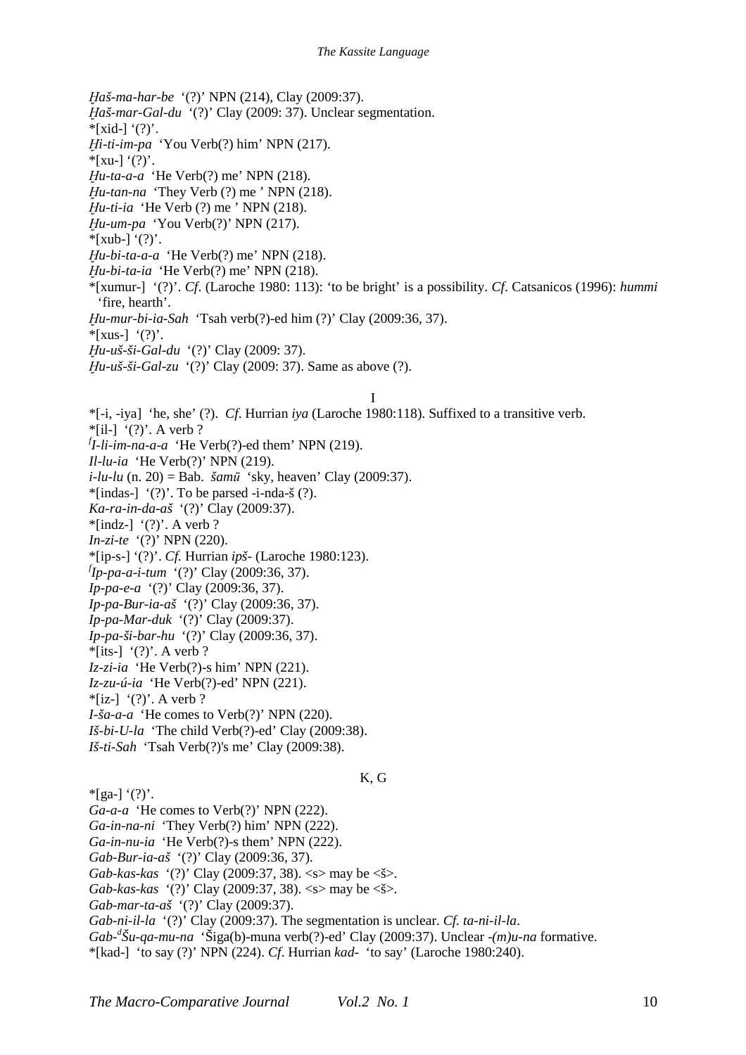*Ḫaš-ma-har-be* ‘(?)’ NPN (214), Clay (2009:37).
*Ḫaš-mar-Gal-du* ‘(?)’ Clay (2009: 37). Unclear segmentation.
*[xid-] ‘(?)’.
*Ḫi-ti-im-pa* ‘You Verb(?) him’ NPN (217).
*[xu-] ‘(?)’.
*Ḫu-ta-a-a* ‘He Verb(?) me’ NPN (218).
*Ḫu-tan-na* ‘They Verb (?) me ’ NPN (218).
*Ḫu-ti-ia* ‘He Verb (?) me ’ NPN (218).
*Ḫu-um-pa* ‘You Verb(?)’ NPN (217).
*[xub-] ‘(?)’.
*Ḫu-bi-ta-a-a* ‘He Verb(?) me’ NPN (218).
*Ḫu-bi-ta-ia* ‘He Verb(?) me’ NPN (218).
*[xumur-] ‘(?)’. *Cf.* (Laroche 1980: 113): ‘to be bright’ is a possibility. *Cf.* Catsanicos (1996): *hummi* ‘fire, hearth’.
*Ḫu-mur-bi-ia-Sah* ‘Tsah verb(?)-ed him (?)’ Clay (2009:36, 37).
*[xus-] ‘(?)’.
*Ḫu-uš-ši-Gal-du* ‘(?)’ Clay (2009: 37).
*Ḫu-uš-ši-Gal-zu* ‘(?)’ Clay (2009: 37). Same as above (?).

I

*[-i, -iya] ‘he, she’ (?). *Cf.* Hurrian *iya* (Laroche 1980:118). Suffixed to a transitive verb.
*[il-] ‘(?)’. A verb ?
*[f]I-li-im-na-a-a* ‘He Verb(?)-ed them’ NPN (219).
*Il-lu-ia* ‘He Verb(?)’ NPN (219).
*i-lu-lu* (n. 20) = Bab. *šamū* ‘sky, heaven’ Clay (2009:37).
*[indas-] ‘(?)’. To be parsed -i-nda-š (?).
*Ka-ra-in-da-aš* ‘(?)’ Clay (2009:37).
*[indz-] ‘(?)’. A verb ?
*In-zi-te* ‘(?)’ NPN (220).
*[ip-s-] ‘(?)’. *Cf.* Hurrian *ipš-* (Laroche 1980:123).
*[f]Ip-pa-a-i-tum* ‘(?)’ Clay (2009:36, 37).
*Ip-pa-e-a* ‘(?)’ Clay (2009:36, 37).
*Ip-pa-Bur-ia-aš* ‘(?)’ Clay (2009:36, 37).
*Ip-pa-Mar-duk* ‘(?)’ Clay (2009:37).
*Ip-pa-ši-bar-hu* ‘(?)’ Clay (2009:36, 37).
*[its-] ‘(?)’. A verb ?
*Iz-zi-ia* ‘He Verb(?)-s him’ NPN (221).
*Iz-zu-ú-ia* ‘He Verb(?)-ed’ NPN (221).
*[iz-] ‘(?)’. A verb ?
*I-ša-a-a* ‘He comes to Verb(?)’ NPN (220).
*Iš-bi-U-la* ‘The child Verb(?)-ed’ Clay (2009:38).
*Iš-ti-Sah* ‘Tsah Verb(?)'s me’ Clay (2009:38).

K, G

*[ga-] ‘(?)’.
*Ga-a-a* ‘He comes to Verb(?)’ NPN (222).
*Ga-in-na-ni* ‘They Verb(?) him’ NPN (222).
*Ga-in-nu-ia* ‘He Verb(?)-s them’ NPN (222).
*Gab-Bur-ia-aš* ‘(?)’ Clay (2009:36, 37).
*Gab-kas-kas* ‘(?)’ Clay (2009:37, 38). <s> may be <š>.
*Gab-kas-kas* ‘(?)’ Clay (2009:37, 38). <s> may be <š>.
*Gab-mar-ta-aš* ‘(?)’ Clay (2009:37).
*Gab-ni-il-la* ‘(?)’ Clay (2009:37). The segmentation is unclear. *Cf. ta-ni-il-la*.
*Gab-[d]Šu-qa-mu-na* ‘Šiga(b)-muna verb(?)-ed’ Clay (2009:37). Unclear *-(m)u-na* formative.
*[kad-] ‘to say (?)’ NPN (224). *Cf*. Hurrian *kad-* ‘to say’ (Laroche 1980:240).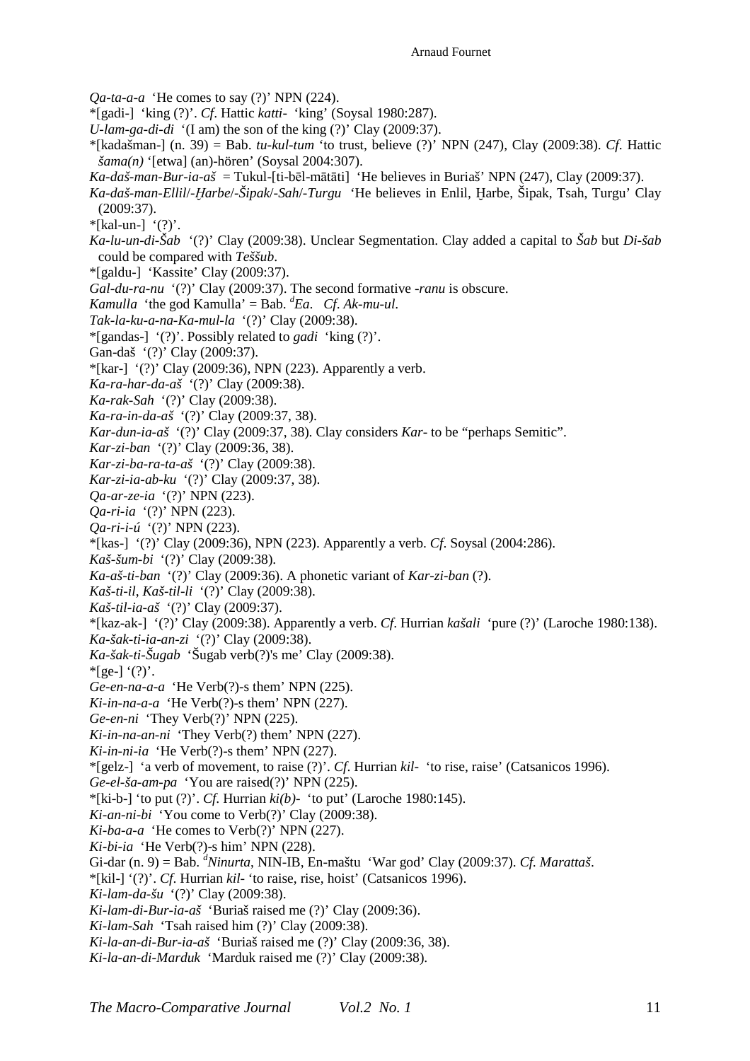*Qa-ta-a-a* ‘He comes to say (?)’ NPN (224).

*[gadi-] ‘king (?)’. *Cf*. Hattic *katti-* ‘king’ (Soysal 1980:287).

*U-lam-ga-di-di* ‘(I am) the son of the king (?)’ Clay (2009:37).

*[kadašman-] (n. 39) = Bab. *tu-kul-tum* ‘to trust, believe (?)’ NPN (247), Clay (2009:38). *Cf*. Hattic *šama(n)* ‘[etwa] (an)-hören’ (Soysal 2004:307).

*Ka-daš-man-Bur-ia-aš* = Tukul-[ti-bēl-mātāti] ‘He believes in Buriaš’ NPN (247), Clay (2009:37).

*Ka-daš-man-Ellil*/*-Ḫarbe*/*-Šipak*/*-Sah*/*-Turgu* ‘He believes in Enlil, Ḫarbe, Šipak, Tsah, Turgu’ Clay (2009:37).

*[kal-un-] ‘(?)’.

*Ka-lu-un-di-Šab* ‘(?)’ Clay (2009:38). Unclear Segmentation. Clay added a capital to *Šab* but *Di-šab* could be compared with *Teššub*.

*[galdu-] ‘Kassite’ Clay (2009:37).

*Gal-du-ra-nu* ‘(?)’ Clay (2009:37). The second formative *-ranu* is obscure.

*Kamulla* ‘the god Kamulla’ = Bab. *[d]Ea*. *Cf*. *Ak-mu-ul*.

*Tak-la-ku-a-na-Ka-mul-la* ‘(?)’ Clay (2009:38).

*[gandas-] ‘(?)’. Possibly related to *gadi* ‘king (?)’.

Gan-daš ‘(?)’ Clay (2009:37).

*[kar-] ‘(?)’ Clay (2009:36), NPN (223). Apparently a verb.

*Ka-ra-har-da-aš* ‘(?)’ Clay (2009:38).

*Ka-rak-Sah* ‘(?)’ Clay (2009:38).

*Ka-ra-in-da-aš* ‘(?)’ Clay (2009:37, 38).

*Kar-dun-ia-aš* ‘(?)’ Clay (2009:37, 38). Clay considers *Kar-* to be “perhaps Semitic”.

*Kar-zi-ban* ‘(?)’ Clay (2009:36, 38).

*Kar-zi-ba-ra-ta-aš* ‘(?)’ Clay (2009:38).

*Kar-zi-ia-ab-ku* ‘(?)’ Clay (2009:37, 38).

*Qa-ar-ze-ia* ‘(?)’ NPN (223).

*Qa-ri-ia* ‘(?)’ NPN (223).

*Qa-ri-i-ú* ‘(?)’ NPN (223).

*[kas-] ‘(?)’ Clay (2009:36), NPN (223). Apparently a verb. *Cf*. Soysal (2004:286).

*Kaš-šum-bi* ‘(?)’ Clay (2009:38).

*Ka-aš-ti-ban* ‘(?)’ Clay (2009:36). A phonetic variant of *Kar-zi-ban* (?).

*Kaš-ti-il*, *Kaš-til-li* ‘(?)’ Clay (2009:38).

*Kaš-til-ia-aš* ‘(?)’ Clay (2009:37).

*[kaz-ak-] ‘(?)’ Clay (2009:38). Apparently a verb. *Cf*. Hurrian *kašali* ‘pure (?)’ (Laroche 1980:138).

*Ka-šak-ti-ia-an-zi* ‘(?)’ Clay (2009:38).

*Ka-šak-ti-Šugab* ‘Šugab verb(?)'s me’ Clay (2009:38).

*[ge-] ‘(?)’.

*Ge-en-na-a-a* ‘He Verb(?)-s them’ NPN (225).

*Ki-in-na-a-a* ‘He Verb(?)-s them’ NPN (227).

*Ge-en-ni* ‘They Verb(?)’ NPN (225).

*Ki-in-na-an-ni* ‘They Verb(?) them’ NPN (227).

*Ki-in-ni-ia* ‘He Verb(?)-s them’ NPN (227).

*[gelz-] ‘a verb of movement, to raise (?)’. *Cf*. Hurrian *kil-* ‘to rise, raise’ (Catsanicos 1996).

*Ge-el-ša-am-pa* ‘You are raised(?)’ NPN (225).

*[ki-b-] ‘to put (?)’. *Cf*. Hurrian *ki(b)-* ‘to put’ (Laroche 1980:145).

*Ki-an-ni-bi* ‘You come to Verb(?)’ Clay (2009:38).

*Ki-ba-a-a* ‘He comes to Verb(?)’ NPN (227).

*Ki-bi-ia* ‘He Verb(?)-s him’ NPN (228).

Gi-dar (n. 9) = Bab. *[d]Ninurta*, NIN-IB, En-maštu ‘War god’ Clay (2009:37). *Cf*. *Marattaš*.

*[kil-] ‘(?)’. *Cf*. Hurrian *kil-* ‘to raise, rise, hoist’ (Catsanicos 1996).

*Ki-lam-da-šu* ‘(?)’ Clay (2009:38).

*Ki-lam-di-Bur-ia-aš* ‘Buriaš raised me (?)’ Clay (2009:36).

*Ki-lam-Sah* ‘Tsah raised him (?)’ Clay (2009:38).

*Ki-la-an-di-Bur-ia-aš* ‘Buriaš raised me (?)’ Clay (2009:36, 38).

*Ki-la-an-di-Marduk* ‘Marduk raised me (?)’ Clay (2009:38).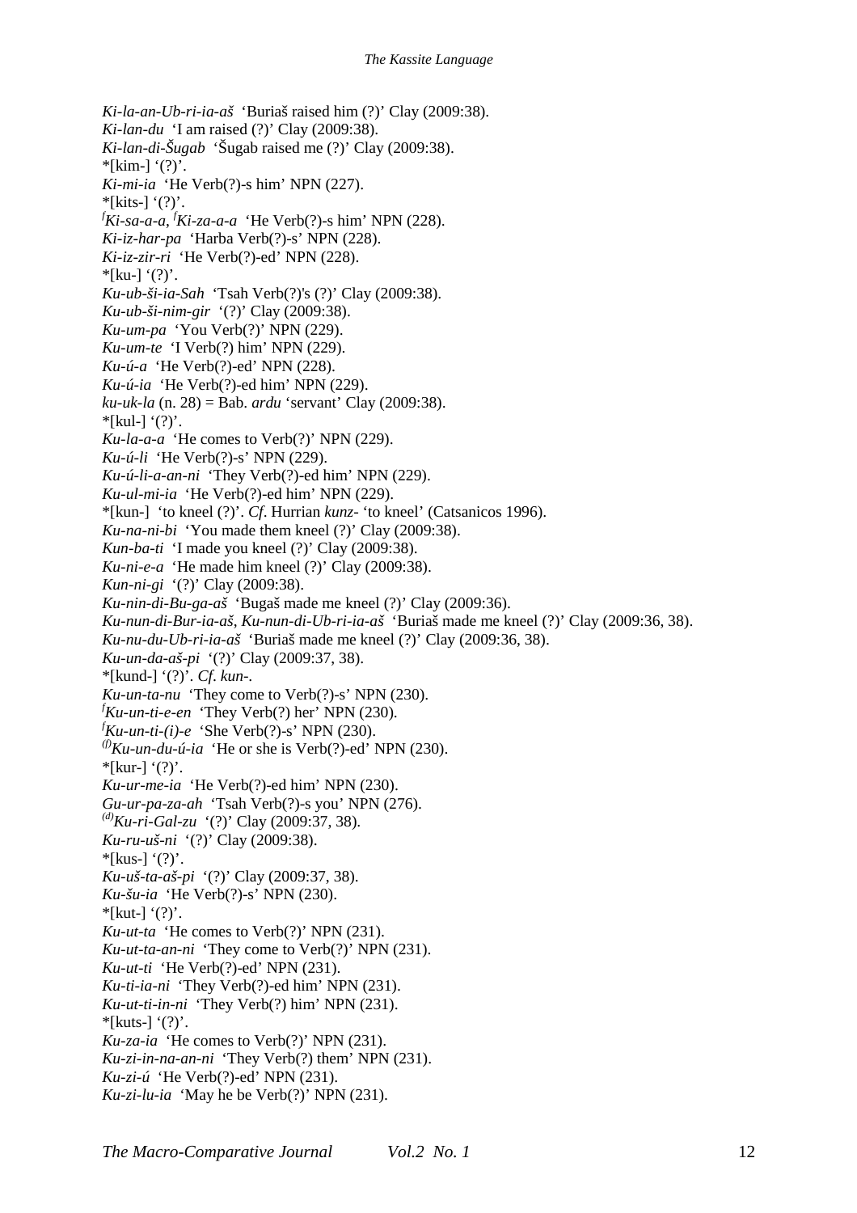*Ki-la-an-Ub-ri-ia-aš* 'Buriaš raised him (?)' Clay (2009:38).
*Ki-lan-du* 'I am raised (?)' Clay (2009:38).
*Ki-lan-di-Šugab* 'Šugab raised me (?)' Clay (2009:38).
*[kim-] '(?)'.
*Ki-mi-ia* 'He Verb(?)-s him' NPN (227).
*[kits-] '(?)'.
[f]*Ki-sa-a-a*, [f]*Ki-za-a-a* 'He Verb(?)-s him' NPN (228).
*Ki-iz-har-pa* 'Harba Verb(?)-s' NPN (228).
*Ki-iz-zir-ri* 'He Verb(?)-ed' NPN (228).
*[ku-] '(?)'.
*Ku-ub-ši-ia-Sah* 'Tsah Verb(?)'s (?)' Clay (2009:38).
*Ku-ub-ši-nim-gir* '(?)' Clay (2009:38).
*Ku-um-pa* 'You Verb(?)' NPN (229).
*Ku-um-te* 'I Verb(?) him' NPN (229).
*Ku-ú-a* 'He Verb(?)-ed' NPN (228).
*Ku-ú-ia* 'He Verb(?)-ed him' NPN (229).
*ku-uk-la* (n. 28) = Bab. *ardu* 'servant' Clay (2009:38).
*[kul-] '(?)'.
*Ku-la-a-a* 'He comes to Verb(?)' NPN (229).
*Ku-ú-li* 'He Verb(?)-s' NPN (229).
*Ku-ú-li-a-an-ni* 'They Verb(?)-ed him' NPN (229).
*Ku-ul-mi-ia* 'He Verb(?)-ed him' NPN (229).
*[kun-] 'to kneel (?)'. *Cf*. Hurrian *kunz-* 'to kneel' (Catsanicos 1996).
*Ku-na-ni-bi* 'You made them kneel (?)' Clay (2009:38).
*Kun-ba-ti* 'I made you kneel (?)' Clay (2009:38).
*Ku-ni-e-a* 'He made him kneel (?)' Clay (2009:38).
*Kun-ni-gi* '(?)' Clay (2009:38).
*Ku-nin-di-Bu-ga-aš* 'Bugaš made me kneel (?)' Clay (2009:36).
*Ku-nun-di-Bur-ia-aš*, *Ku-nun-di-Ub-ri-ia-aš* 'Buriaš made me kneel (?)' Clay (2009:36, 38).
*Ku-nu-du-Ub-ri-ia-aš* 'Buriaš made me kneel (?)' Clay (2009:36, 38).
*Ku-un-da-aš-pi* '(?)' Clay (2009:37, 38).
*[kund-] '(?)'. *Cf*. *kun-*.
*Ku-un-ta-nu* 'They come to Verb(?)-s' NPN (230).
[f]*Ku-un-ti-e-en* 'They Verb(?) her' NPN (230).
[f]*Ku-un-ti-(i)-e* 'She Verb(?)-s' NPN (230).
[(f)]*Ku-un-du-ú-ia* 'He or she is Verb(?)-ed' NPN (230).
*[kur-] '(?)'.
*Ku-ur-me-ia* 'He Verb(?)-ed him' NPN (230).
*Gu-ur-pa-za-ah* 'Tsah Verb(?)-s you' NPN (276).
[(d)]*Ku-ri-Gal-zu* '(?)' Clay (2009:37, 38).
*Ku-ru-uš-ni* '(?)' Clay (2009:38).
*[kus-] '(?)'.
*Ku-uš-ta-aš-pi* '(?)' Clay (2009:37, 38).
*Ku-šu-ia* 'He Verb(?)-s' NPN (230).
*[kut-] '(?)'.
*Ku-ut-ta* 'He comes to Verb(?)' NPN (231).
*Ku-ut-ta-an-ni* 'They come to Verb(?)' NPN (231).
*Ku-ut-ti* 'He Verb(?)-ed' NPN (231).
*Ku-ti-ia-ni* 'They Verb(?)-ed him' NPN (231).
*Ku-ut-ti-in-ni* 'They Verb(?) him' NPN (231).
*[kuts-] '(?)'.
*Ku-za-ia* 'He comes to Verb(?)' NPN (231).
*Ku-zi-in-na-an-ni* 'They Verb(?) them' NPN (231).
*Ku-zi-ú* 'He Verb(?)-ed' NPN (231).
*Ku-zi-lu-ia* 'May he be Verb(?)' NPN (231).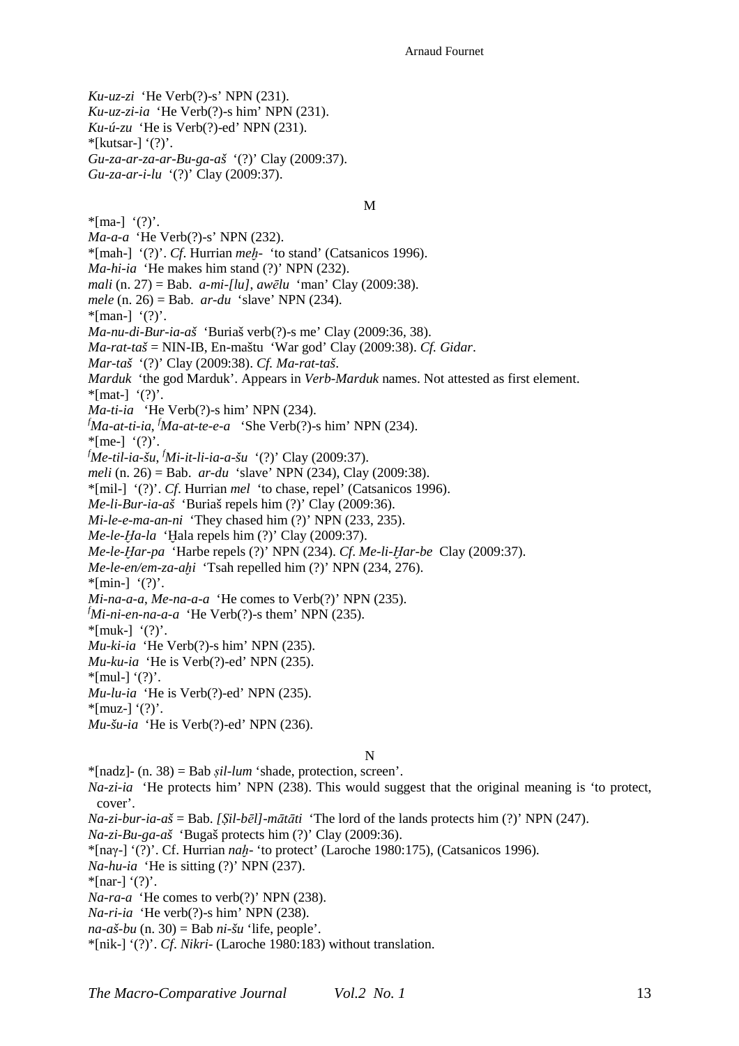*Ku-uz-zi* ‘He Verb(?)-s’ NPN (231).
*Ku-uz-zi-ia* ‘He Verb(?)-s him’ NPN (231).
*Ku-ú-zu* ‘He is Verb(?)-ed’ NPN (231).
*[kutsar-] ‘(?)’.
*Gu-za-ar-za-ar-Bu-ga-aš* ‘(?)’ Clay (2009:37).
*Gu-za-ar-i-lu* ‘(?)’ Clay (2009:37).

M

*[ma-] ‘(?)’.
*Ma-a-a* ‘He Verb(?)-s’ NPN (232).
*[mah-] ‘(?)’. *Cf*. Hurrian *meḫ-* ‘to stand’ (Catsanicos 1996).
*Ma-hi-ia* ‘He makes him stand (?)’ NPN (232).
*mali* (n. 27) = Bab. *a-mi-[lu], awēlu* ‘man’ Clay (2009:38).
*mele* (n. 26) = Bab. *ar-du* ‘slave’ NPN (234).
*[man-] ‘(?)’.
*Ma-nu-di-Bur-ia-aš* ‘Buriaš verb(?)-s me’ Clay (2009:36, 38).
*Ma-rat-taš* = NIN-IB, En-maštu ‘War god’ Clay (2009:38). *Cf. Gidar*.
*Mar-taš* ‘(?)’ Clay (2009:38). *Cf. Ma-rat-taš*.
*Marduk* ‘the god Marduk’. Appears in *Verb-Marduk* names. Not attested as first element.
*[mat-] ‘(?)’.
*Ma-ti-ia* ‘He Verb(?)-s him’ NPN (234).
*fMa-at-ti-ia*, *fMa-at-te-e-a* ‘She Verb(?)-s him’ NPN (234).
*[me-] ‘(?)’.
*fMe-til-ia-šu*, *fMi-it-li-ia-a-šu* ‘(?)’ Clay (2009:37).
*meli* (n. 26) = Bab. *ar-du* ‘slave’ NPN (234), Clay (2009:38).
*[mil-] ‘(?)’. *Cf*. Hurrian *mel* ‘to chase, repel’ (Catsanicos 1996).
*Me-li-Bur-ia-aš* ‘Buriaš repels him (?)’ Clay (2009:36).
*Mi-le-e-ma-an-ni* ‘They chased him (?)’ NPN (233, 235).
*Me-le-Ḫa-la* ‘Ḫala repels him (?)’ Clay (2009:37).
*Me-le-Ḫar-pa* ‘Harbe repels (?)’ NPN (234). *Cf. Me-li-Ḫar-be* Clay (2009:37).
*Me-le-en/em-za-aḫi* ‘Tsah repelled him (?)’ NPN (234, 276).
*[min-] ‘(?)’.
*Mi-na-a-a*, *Me-na-a-a* ‘He comes to Verb(?)’ NPN (235).
*fMi-ni-en-na-a-a* ‘He Verb(?)-s them’ NPN (235).
*[muk-] ‘(?)’.
*Mu-ki-ia* ‘He Verb(?)-s him’ NPN (235).
*Mu-ku-ia* ‘He is Verb(?)-ed’ NPN (235).
*[mul-] ‘(?)’.
*Mu-lu-ia* ‘He is Verb(?)-ed’ NPN (235).
*[muz-] ‘(?)’.
*Mu-šu-ia* ‘He is Verb(?)-ed’ NPN (236).

N

*[nadz]- (n. 38) = Bab *ṣil-lum* ‘shade, protection, screen’.
*Na-zi-ia* ‘He protects him’ NPN (238). This would suggest that the original meaning is ‘to protect, cover’.
*Na-zi-bur-ia-aš* = Bab. *[Ṣil-bēl]-mātāti* ‘The lord of the lands protects him (?)’ NPN (247).
*Na-zi-Bu-ga-aš* ‘Bugaš protects him (?)’ Clay (2009:36).
*[naγ-] ‘(?)’. Cf. Hurrian *naḫ-* ‘to protect’ (Laroche 1980:175), (Catsanicos 1996).
*Na-hu-ia* ‘He is sitting (?)’ NPN (237).
*[nar-] ‘(?)’.
*Na-ra-a* ‘He comes to verb(?)’ NPN (238).
*Na-ri-ia* ‘He verb(?)-s him’ NPN (238).
*na-aš-bu* (n. 30) = Bab *ni-šu* ‘life, people’.
*[nik-] ‘(?)’. *Cf*. *Nikri-* (Laroche 1980:183) without translation.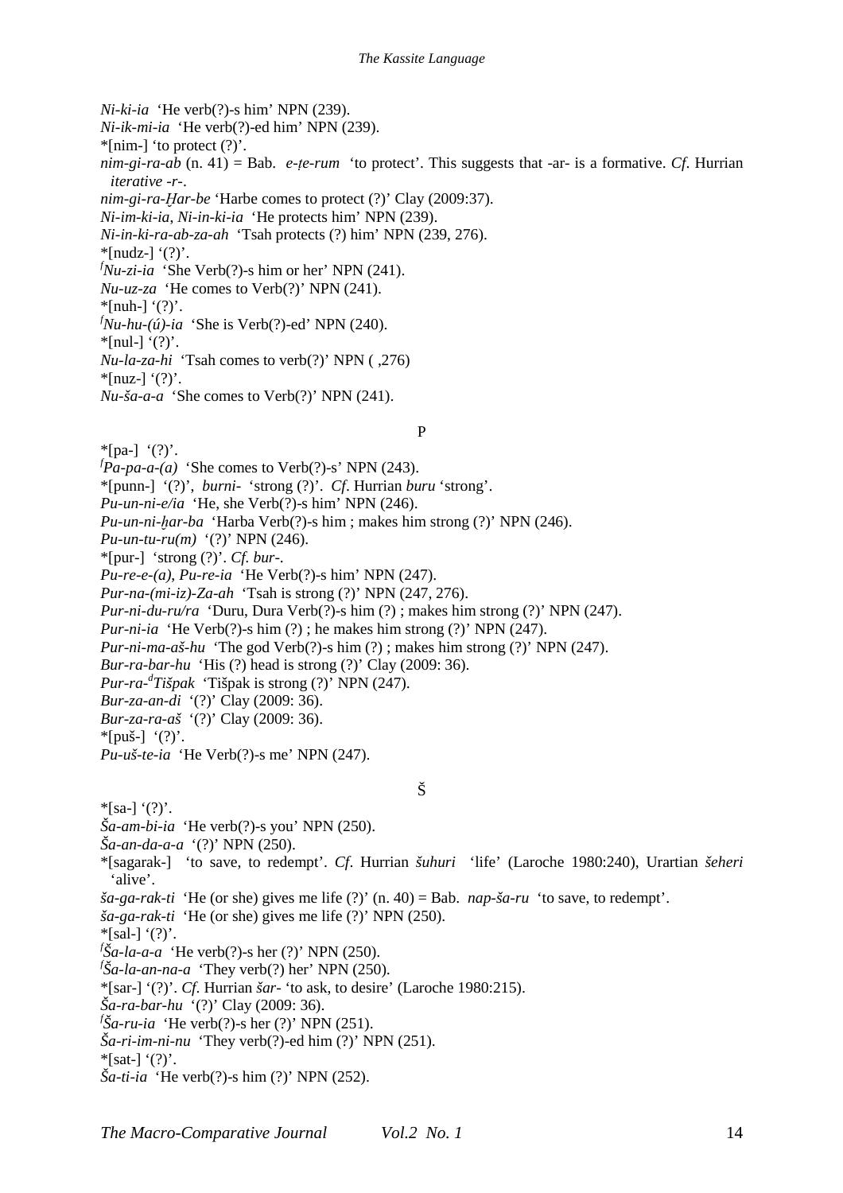*Ni-ki-ia* ‘He verb(?)-s him’ NPN (239).
*Ni-ik-mi-ia* ‘He verb(?)-ed him’ NPN (239).
*[nim-] ‘to protect (?)’.
*nim-gi-ra-ab* (n. 41) = Bab. *e-ṭe-rum* ‘to protect’. This suggests that -ar- is a formative. *Cf*. Hurrian *iterative -r-*.
*nim-gi-ra-Ḫar-be* ‘Harbe comes to protect (?)’ Clay (2009:37).
*Ni-im-ki-ia*, *Ni-in-ki-ia* ‘He protects him’ NPN (239).
*Ni-in-ki-ra-ab-za-ah* ‘Tsah protects (?) him’ NPN (239, 276).
*[nudz-] ‘(?)’.
[f]*Nu-zi-ia* ‘She Verb(?)-s him or her’ NPN (241).
*Nu-uz-za* ‘He comes to Verb(?)’ NPN (241).
*[nuh-] ‘(?)’.
[f]*Nu-hu-(ú)-ia* ‘She is Verb(?)-ed’ NPN (240).
*[nul-] ‘(?)’.
*Nu-la-za-hi* ‘Tsah comes to verb(?)’ NPN ( ,276)
*[nuz-] ‘(?)’.
*Nu-ša-a-a* ‘She comes to Verb(?)’ NPN (241).

P

*[pa-] ‘(?)’.
[f]*Pa-pa-a-(a)* ‘She comes to Verb(?)-s’ NPN (243).
*[punn-] ‘(?)’, *burni-* ‘strong (?)’. *Cf*. Hurrian *buru* ‘strong’.
*Pu-un-ni-e/ia* ‘He, she Verb(?)-s him’ NPN (246).
*Pu-un-ni-ḫar-ba* ‘Harba Verb(?)-s him ; makes him strong (?)’ NPN (246).
*Pu-un-tu-ru(m)* ‘(?)’ NPN (246).
*[pur-] ‘strong (?)’. *Cf. bur-*.
*Pu-re-e-(a)*, *Pu-re-ia* ‘He Verb(?)-s him’ NPN (247).
*Pur-na-(mi-iz)-Za-ah* ‘Tsah is strong (?)’ NPN (247, 276).
*Pur-ni-du-ru/ra* ‘Duru, Dura Verb(?)-s him (?) ; makes him strong (?)’ NPN (247).
*Pur-ni-ia* ‘He Verb(?)-s him (?) ; he makes him strong (?)’ NPN (247).
*Pur-ni-ma-aš-hu* ‘The god Verb(?)-s him (?) ; makes him strong (?)’ NPN (247).
*Bur-ra-bar-hu* ‘His (?) head is strong (?)’ Clay (2009: 36).
*Pur-ra-*[d]*Tišpak* ‘Tišpak is strong (?)’ NPN (247).
*Bur-za-an-di* ‘(?)’ Clay (2009: 36).
*Bur-za-ra-aš* ‘(?)’ Clay (2009: 36).
*[puš-] ‘(?)’.
*Pu-uš-te-ia* ‘He Verb(?)-s me’ NPN (247).

Š

*[sa-] ‘(?)’.
*Ša-am-bi-ia* ‘He verb(?)-s you’ NPN (250).
*Ša-an-da-a-a* ‘(?)’ NPN (250).
*[sagarak-] ‘to save, to redempt’. *Cf*. Hurrian *šuhuri* ‘life’ (Laroche 1980:240), Urartian *šeheri* ‘alive’.
*ša-ga-rak-ti* ‘He (or she) gives me life (?)’ (n. 40) = Bab. *nap-ša-ru* ‘to save, to redempt’.
*ša-ga-rak-ti* ‘He (or she) gives me life (?)’ NPN (250).
*[sal-] ‘(?)’.
[f]*Ša-la-a-a* ‘He verb(?)-s her (?)’ NPN (250).
[f]*Ša-la-an-na-a* ‘They verb(?) her’ NPN (250).
*[sar-] ‘(?)’. *Cf*. Hurrian *šar-* ‘to ask, to desire’ (Laroche 1980:215).
*Ša-ra-bar-hu* ‘(?)’ Clay (2009: 36).
[f]*Ša-ru-ia* ‘He verb(?)-s her (?)’ NPN (251).
*Ša-ri-im-ni-nu* ‘They verb(?)-ed him (?)’ NPN (251).
*[sat-] ‘(?)’.
*Ša-ti-ia* ‘He verb(?)-s him (?)’ NPN (252).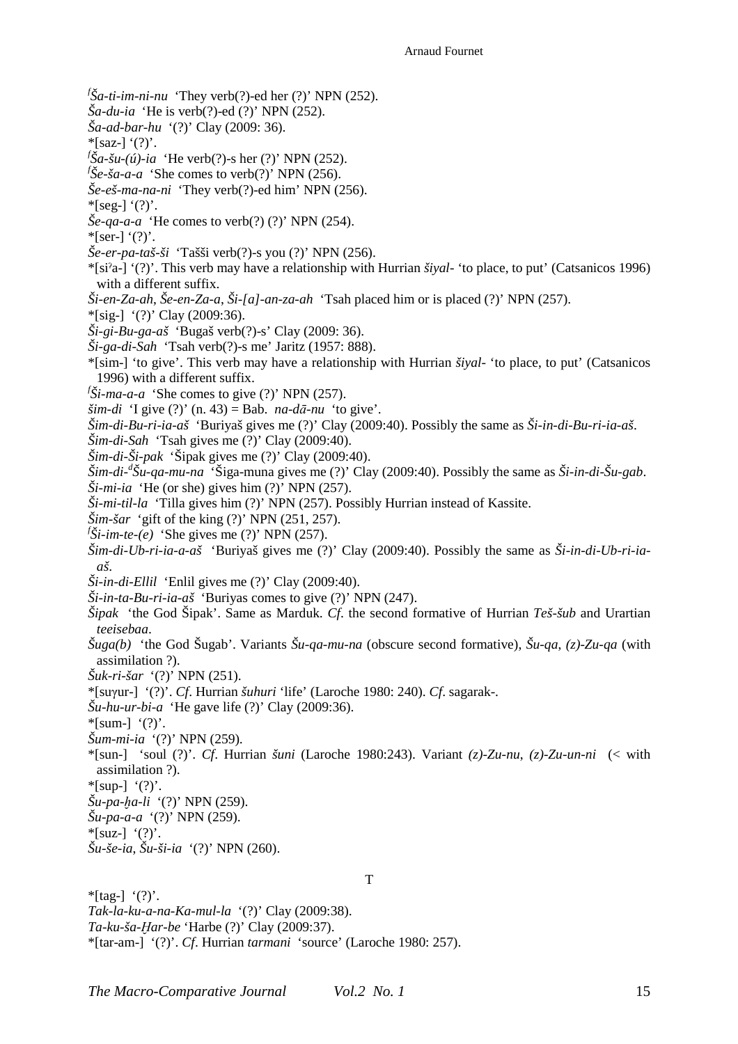*[f]Ša-ti-im-ni-nu* ‘They verb(?)-ed her (?)’ NPN (252).
*Ša-du-ia* ‘He is verb(?)-ed (?)’ NPN (252).
*Ša-ad-bar-hu* ‘(?)’ Clay (2009: 36).
*[saz-] ‘(?)’.
*[f]Ša-šu-(ú)-ia* ‘He verb(?)-s her (?)’ NPN (252).
*[f]Še-ša-a-a* ‘She comes to verb(?)’ NPN (256).
*Še-eš-ma-na-ni* ‘They verb(?)-ed him’ NPN (256).
*[seg-] ‘(?)’.
*Še-qa-a-a* ‘He comes to verb(?) (?)’ NPN (254).
*[ser-] ‘(?)’.
*Še-er-pa-taš-ši* ‘Tašši verb(?)-s you (?)’ NPN (256).
*[siˀa-] ‘(?)’. This verb may have a relationship with Hurrian *šiyal-* ‘to place, to put’ (Catsanicos 1996) with a different suffix.
*Ši-en-Za-ah*, *Še-en-Za-a*, *Ši-[a]-an-za-ah* ‘Tsah placed him or is placed (?)’ NPN (257).
*[sig-] ‘(?)’ Clay (2009:36).
*Ši-gi-Bu-ga-aš* ‘Bugaš verb(?)-s’ Clay (2009: 36).
*Ši-ga-di-Sah* ‘Tsah verb(?)-s me’ Jaritz (1957: 888).
*[sim-] ‘to give’. This verb may have a relationship with Hurrian *šiyal-* ‘to place, to put’ (Catsanicos 1996) with a different suffix.
*[f]Ši-ma-a-a* ‘She comes to give (?)’ NPN (257).
*šim-di* ‘I give (?)’ (n. 43) = Bab. *na-dā-nu* ‘to give’.
*Šim-di-Bu-ri-ia-aš* ‘Buriyaš gives me (?)’ Clay (2009:40). Possibly the same as *Ši-in-di-Bu-ri-ia-aš*.
*Šim-di-Sah* ‘Tsah gives me (?)’ Clay (2009:40).
*Šim-di-Ši-pak* ‘Šipak gives me (?)’ Clay (2009:40).
*Šim-di-[d]Šu-qa-mu-na* ‘Šiga-muna gives me (?)’ Clay (2009:40). Possibly the same as *Ši-in-di-Šu-gab*.
*Ši-mi-ia* ‘He (or she) gives him (?)’ NPN (257).
*Ši-mi-til-la* ‘Tilla gives him (?)’ NPN (257). Possibly Hurrian instead of Kassite.
*Šim-šar* ‘gift of the king (?)’ NPN (251, 257).
*[f]Ši-im-te-(e)* ‘She gives me (?)’ NPN (257).
*Šim-di-Ub-ri-ia-a-aš* ‘Buriyaš gives me (?)’ Clay (2009:40). Possibly the same as *Ši-in-di-Ub-ri-ia-aš*.
*Ši-in-di-Ellil* ‘Enlil gives me (?)’ Clay (2009:40).
*Ši-in-ta-Bu-ri-ia-aš* ‘Buriyas comes to give (?)’ NPN (247).
*Šipak* ‘the God Šipak’. Same as Marduk. *Cf*. the second formative of Hurrian *Teš-šub* and Urartian *teeisebaa*.
*Šuga(b)* ‘the God Šugab’. Variants *Šu-qa-mu-na* (obscure second formative), *Šu-qa*, *(z)-Zu-qa* (with assimilation ?).
*Šuk-ri-šar* ‘(?)’ NPN (251).
*[suɣur-] ‘(?)’. *Cf*. Hurrian *šuhuri* ‘life’ (Laroche 1980: 240). *Cf*. sagarak-.
*Šu-hu-ur-bi-a* ‘He gave life (?)’ Clay (2009:36).
*[sum-] ‘(?)’.
*Šum-mi-ia* ‘(?)’ NPN (259).
*[sun-] ‘soul (?)’. *Cf*. Hurrian *šuni* (Laroche 1980:243). Variant *(z)-Zu-nu*, *(z)-Zu-un-ni* (< with assimilation ?).
*[sup-] ‘(?)’.
*Šu-pa-ḫa-li* ‘(?)’ NPN (259).
*Šu-pa-a-a* ‘(?)’ NPN (259).
*[suz-] ‘(?)’.
*Šu-še-ia*, *Šu-ši-ia* ‘(?)’ NPN (260).

## T

*[tag-] ‘(?)’.
*Tak-la-ku-a-na-Ka-mul-la* ‘(?)’ Clay (2009:38).
*Ta-ku-ša-Ḫar-be* ‘Harbe (?)’ Clay (2009:37).
*[tar-am-] ‘(?)’. *Cf*. Hurrian *tarmani* ‘source’ (Laroche 1980: 257).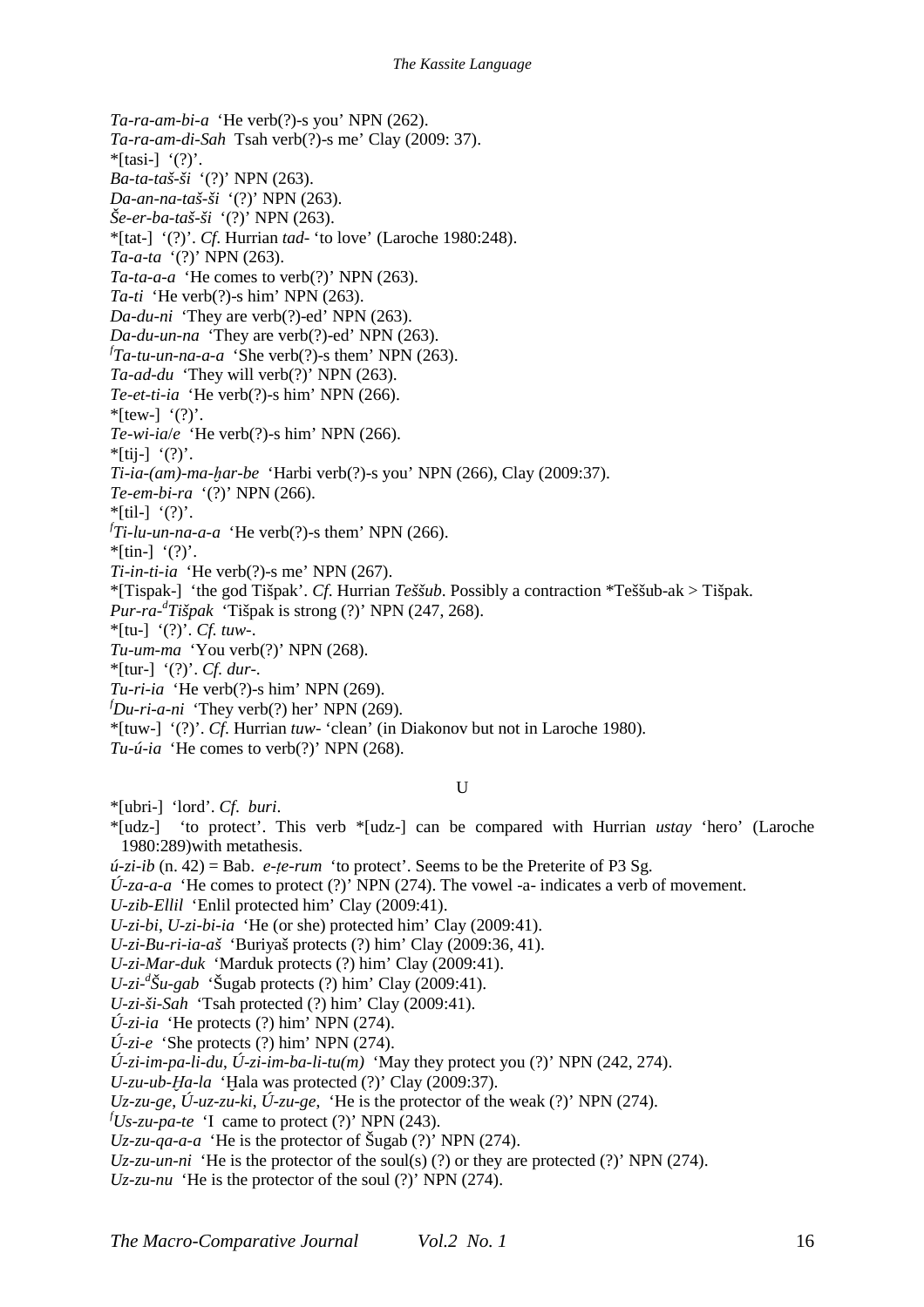*Ta-ra-am-bi-a* ‘He verb(?)-s you’ NPN (262).
*Ta-ra-am-di-Sah* Tsah verb(?)-s me’ Clay (2009: 37).
*[tasi-] ‘(?)’.
*Ba-ta-taš-ši* ‘(?)’ NPN (263).
*Da-an-na-taš-ši* ‘(?)’ NPN (263).
*Še-er-ba-taš-ši* ‘(?)’ NPN (263).
*[tat-] ‘(?)’. *Cf.* Hurrian *tad-* ‘to love’ (Laroche 1980:248).
*Ta-a-ta* ‘(?)’ NPN (263).
*Ta-ta-a-a* ‘He comes to verb(?)’ NPN (263).
*Ta-ti* ‘He verb(?)-s him’ NPN (263).
*Da-du-ni* ‘They are verb(?)-ed’ NPN (263).
*Da-du-un-na* ‘They are verb(?)-ed’ NPN (263).
*[f]Ta-tu-un-na-a-a* ‘She verb(?)-s them’ NPN (263).
*Ta-ad-du* ‘They will verb(?)’ NPN (263).
*Te-et-ti-ia* ‘He verb(?)-s him’ NPN (266).
*[tew-] ‘(?)’.
*Te-wi-ia/e* ‘He verb(?)-s him’ NPN (266).
*[tij-] ‘(?)’.
*Ti-ia-(am)-ma-ḫar-be* ‘Harbi verb(?)-s you’ NPN (266), Clay (2009:37).
*Te-em-bi-ra* ‘(?)’ NPN (266).
*[til-] ‘(?)’.
*[f]Ti-lu-un-na-a-a* ‘He verb(?)-s them’ NPN (266).
*[tin-] ‘(?)’.
*Ti-in-ti-ia* ‘He verb(?)-s me’ NPN (267).
*[Tispak-] ‘the god Tišpak’. *Cf.* Hurrian *Teššub*. Possibly a contraction *Teššub-ak > Tišpak.
*Pur-ra-[d]Tišpak* ‘Tišpak is strong (?)’ NPN (247, 268).
*[tu-] ‘(?)’. *Cf. tuw-*.
*Tu-um-ma* ‘You verb(?)’ NPN (268).
*[tur-] ‘(?)’. *Cf. dur-*.
*Tu-ri-ia* ‘He verb(?)-s him’ NPN (269).
*[f]Du-ri-a-ni* ‘They verb(?) her’ NPN (269).
*[tuw-] ‘(?)’. *Cf.* Hurrian *tuw-* ‘clean’ (in Diakonov but not in Laroche 1980).
*Tu-ú-ia* ‘He comes to verb(?)’ NPN (268).

## U

*[ubri-] ‘lord’. *Cf. buri*.
*[udz-] ‘to protect’. This verb *[udz-] can be compared with Hurrian *ustay* ‘hero’ (Laroche 1980:289)with metathesis.
*ú-zi-ib* (n. 42) = Bab. *e-ṭe-rum* ‘to protect’. Seems to be the Preterite of P3 Sg.
*Ú-za-a-a* ‘He comes to protect (?)’ NPN (274). The vowel -a- indicates a verb of movement.
*U-zib-Ellil* ‘Enlil protected him’ Clay (2009:41).
*U-zi-bi*, *U-zi-bi-ia* ‘He (or she) protected him’ Clay (2009:41).
*U-zi-Bu-ri-ia-aš* ‘Buriyaš protects (?) him’ Clay (2009:36, 41).
*U-zi-Mar-duk* ‘Marduk protects (?) him’ Clay (2009:41).
*U-zi-[d]Šu-gab* ‘Šugab protects (?) him’ Clay (2009:41).
*U-zi-ši-Sah* ‘Tsah protected (?) him’ Clay (2009:41).
*Ú-zi-ia* ‘He protects (?) him’ NPN (274).
*Ú-zi-e* ‘She protects (?) him’ NPN (274).
*Ú-zi-im-pa-li-du*, *Ú-zi-im-ba-li-tu(m)* ‘May they protect you (?)’ NPN (242, 274).
*U-zu-ub-Ḫa-la* ‘Ḫala was protected (?)’ Clay (2009:37).
*Uz-zu-ge*, *Ú-uz-zu-ki*, *Ú-zu-ge*, ‘He is the protector of the weak (?)’ NPN (274).
*[f]Us-zu-pa-te* ‘I came to protect (?)’ NPN (243).
*Uz-zu-qa-a-a* ‘He is the protector of Šugab (?)’ NPN (274).
*Uz-zu-un-ni* ‘He is the protector of the soul(s) (?) or they are protected (?)’ NPN (274).
*Uz-zu-nu* ‘He is the protector of the soul (?)’ NPN (274).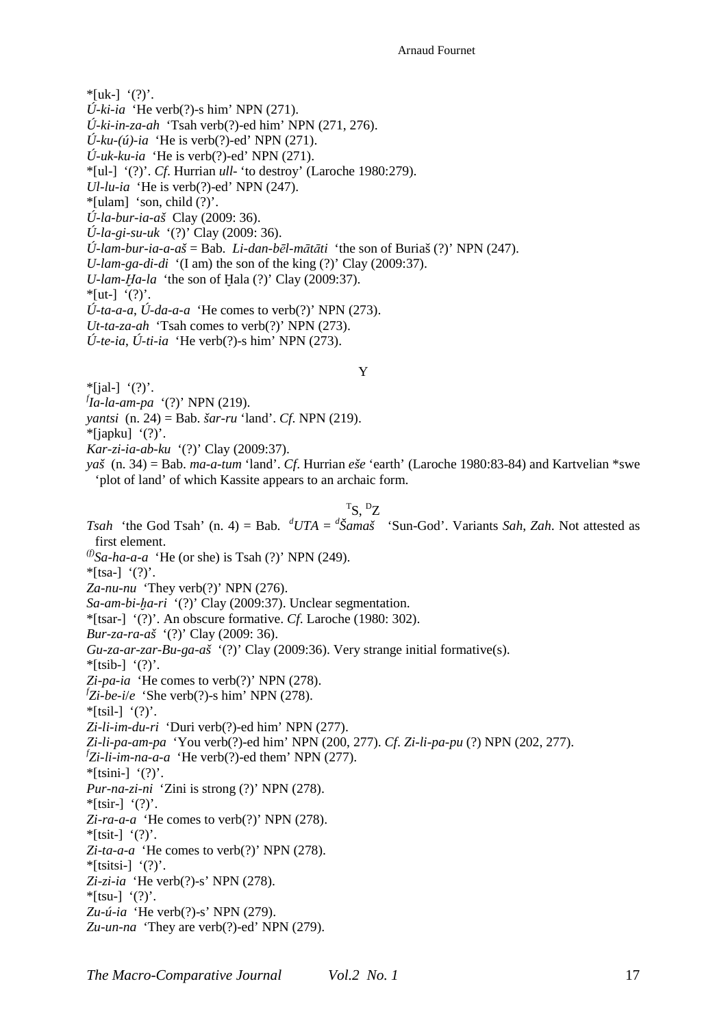*[uk-]  '(?)'.
*Ú-ki-ia*  'He verb(?)-s him' NPN (271).
*Ú-ki-in-za-ah*  'Tsah verb(?)-ed him' NPN (271, 276).
*Ú-ku-(ú)-ia*  'He is verb(?)-ed' NPN (271).
*Ú-uk-ku-ia*  'He is verb(?)-ed' NPN (271).
*[ul-]  '(?)'. *Cf*. Hurrian *ull-* 'to destroy' (Laroche 1980:279).
*Ul-lu-ia*  'He is verb(?)-ed' NPN (247).
*[ulam]  'son, child (?)'.
*Ú-la-bur-ia-aš*  Clay (2009: 36).
*Ú-la-gi-su-uk*  '(?)' Clay (2009: 36).
*Ú-lam-bur-ia-a-aš* = Bab. *Li-dan-bēl-mātāti*  'the son of Buriaš (?)' NPN (247).
*U-lam-ga-di-di*  '(I am) the son of the king (?)' Clay (2009:37).
*U-lam-Ḫa-la*  'the son of Ḫala (?)' Clay (2009:37).
*[ut-]  '(?)'.
*Ú-ta-a-a*, *Ú-da-a-a*  'He comes to verb(?)' NPN (273).
*Ut-ta-za-ah*  'Tsah comes to verb(?)' NPN (273).
*Ú-te-ia*, *Ú-ti-ia*  'He verb(?)-s him' NPN (273).

Y

*[jal-]  '(?)'.
[f]*Ia-la-am-pa*  '(?)' NPN (219).
*yantsi*  (n. 24) = Bab. *šar-ru* 'land'. *Cf*. NPN (219).
*[japku]  '(?)'.
*Kar-zi-ia-ab-ku*  '(?)' Clay (2009:37).
*yaš*  (n. 34) = Bab. *ma-a-tum* 'land'. *Cf*. Hurrian *eše* 'earth' (Laroche 1980:83-84) and Kartvelian *swe 'plot of land' of which Kassite appears to an archaic form.

[T]S, [D]Z

*Tsah*  'the God Tsah' (n. 4) = Bab. [d]*UTA* = [d]*Šamaš*  'Sun-God'. Variants *Sah*, *Zah*. Not attested as first element.
[(f)]*Sa-ha-a-a*  'He (or she) is Tsah (?)' NPN (249).
*[tsa-]  '(?)'.
*Za-nu-nu*  'They verb(?)' NPN (276).
*Sa-am-bi-ḫa-ri*  '(?)' Clay (2009:37). Unclear segmentation.
*[tsar-]  '(?)'. An obscure formative. *Cf*. Laroche (1980: 302).
*Bur-za-ra-aš*  '(?)' Clay (2009: 36).
*Gu-za-ar-zar-Bu-ga-aš*  '(?)' Clay (2009:36). Very strange initial formative(s).
*[tsib-]  '(?)'.
*Zi-pa-ia*  'He comes to verb(?)' NPN (278).
[f]*Zi-be-i/e*  'She verb(?)-s him' NPN (278).
*[tsil-]  '(?)'.
*Zi-li-im-du-ri*  'Duri verb(?)-ed him' NPN (277).
*Zi-li-pa-am-pa*  'You verb(?)-ed him' NPN (200, 277). *Cf*. *Zi-li-pa-pu* (?) NPN (202, 277).
[f]*Zi-li-im-na-a-a*  'He verb(?)-ed them' NPN (277).
*[tsini-]  '(?)'.
*Pur-na-zi-ni*  'Zini is strong (?)' NPN (278).
*[tsir-]  '(?)'.
*Zi-ra-a-a*  'He comes to verb(?)' NPN (278).
*[tsit-]  '(?)'.
*Zi-ta-a-a*  'He comes to verb(?)' NPN (278).
*[tsitsi-]  '(?)'.
*Zi-zi-ia*  'He verb(?)-s' NPN (278).
*[tsu-]  '(?)'.
*Zu-ú-ia*  'He verb(?)-s' NPN (279).
*Zu-un-na*  'They are verb(?)-ed' NPN (279).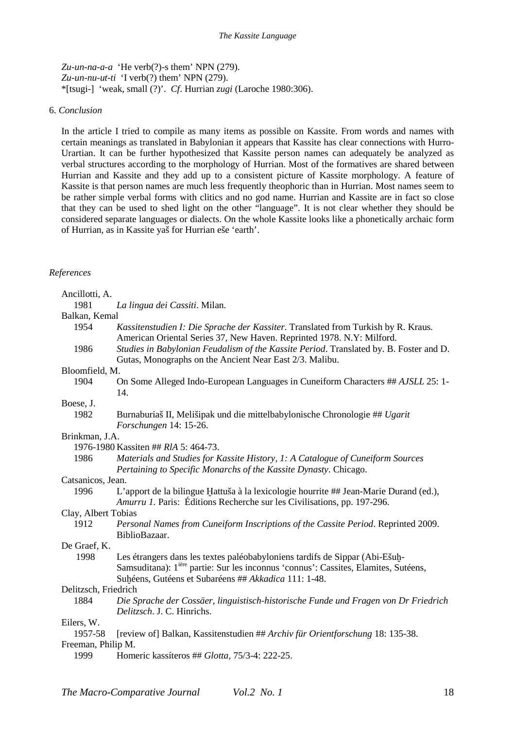*Zu-un-na-a-a* 'He verb(?)-s them' NPN (279).
*Zu-un-nu-ut-ti* 'I verb(?) them' NPN (279).
*[tsugi-] 'weak, small (?)'. *Cf*. Hurrian *zugi* (Laroche 1980:306).

## 6. *Conclusion*

In the article I tried to compile as many items as possible on Kassite. From words and names with certain meanings as translated in Babylonian it appears that Kassite has clear connections with Hurro-Urartian. It can be further hypothesized that Kassite person names can adequately be analyzed as verbal structures according to the morphology of Hurrian. Most of the formatives are shared between Hurrian and Kassite and they add up to a consistent picture of Kassite morphology. A feature of Kassite is that person names are much less frequently theophoric than in Hurrian. Most names seem to be rather simple verbal forms with clitics and no god name. Hurrian and Kassite are in fact so close that they can be used to shed light on the other "language". It is not clear whether they should be considered separate languages or dialects. On the whole Kassite looks like a phonetically archaic form of Hurrian, as in Kassite yaš for Hurrian eše 'earth'.

## *References*

Ancillotti, A.
1981 *La lingua dei Cassiti*. Milan.

Balkan, Kemal
1954 *Kassitenstudien I: Die Sprache der Kassiter*. Translated from Turkish by R. Kraus. American Oriental Series 37, New Haven. Reprinted 1978. N.Y: Milford.
1986 *Studies in Babylonian Feudalism of the Kassite Period*. Translated by. B. Foster and D. Gutas, Monographs on the Ancient Near East 2/3. Malibu.

Bloomfield, M.
1904 On Some Alleged Indo-European Languages in Cuneiform Characters ## *AJSLL* 25: 1-14.

Boese, J.
1982 Burnaburiaš II, Melišipak und die mittelbabylonische Chronologie ## *Ugarit Forschungen* 14: 15-26.

Brinkman, J.A.
1976-1980 Kassiten ## *RlA* 5: 464-73.
1986 *Materials and Studies for Kassite History, 1: A Catalogue of Cuneiform Sources Pertaining to Specific Monarchs of the Kassite Dynasty*. Chicago.

Catsanicos, Jean.
1996 L'apport de la bilingue Ḫattuša à la lexicologie hourrite ## Jean-Marie Durand (ed.), *Amurru 1.* Paris: Éditions Recherche sur les Civilisations, pp. 197-296.

Clay, Albert Tobias
1912 *Personal Names from Cuneiform Inscriptions of the Cassite Period*. Reprinted 2009. BiblioBazaar.

De Graef, K.
1998 Les étrangers dans les textes paléobabyloniens tardifs de Sippar (Abi-Ešuḫ-Samsuditana): 1ière partie: Sur les inconnus 'connus': Cassites, Elamites, Sutéens, Suḫéens, Gutéens et Subaréens ## *Akkadica* 111: 1-48.

Delitzsch, Friedrich
1884 *Die Sprache der Cossäer, linguistisch-historische Funde und Fragen von Dr Friedrich Delitzsch*. J. C. Hinrichs.

Eilers, W.
1957-58 [review of] Balkan, Kassitenstudien ## *Archiv für Orientforschung* 18: 135-38.

Freeman, Philip M.
1999 Homeric kassíteros ## *Glotta*, 75/3-4: 222-25.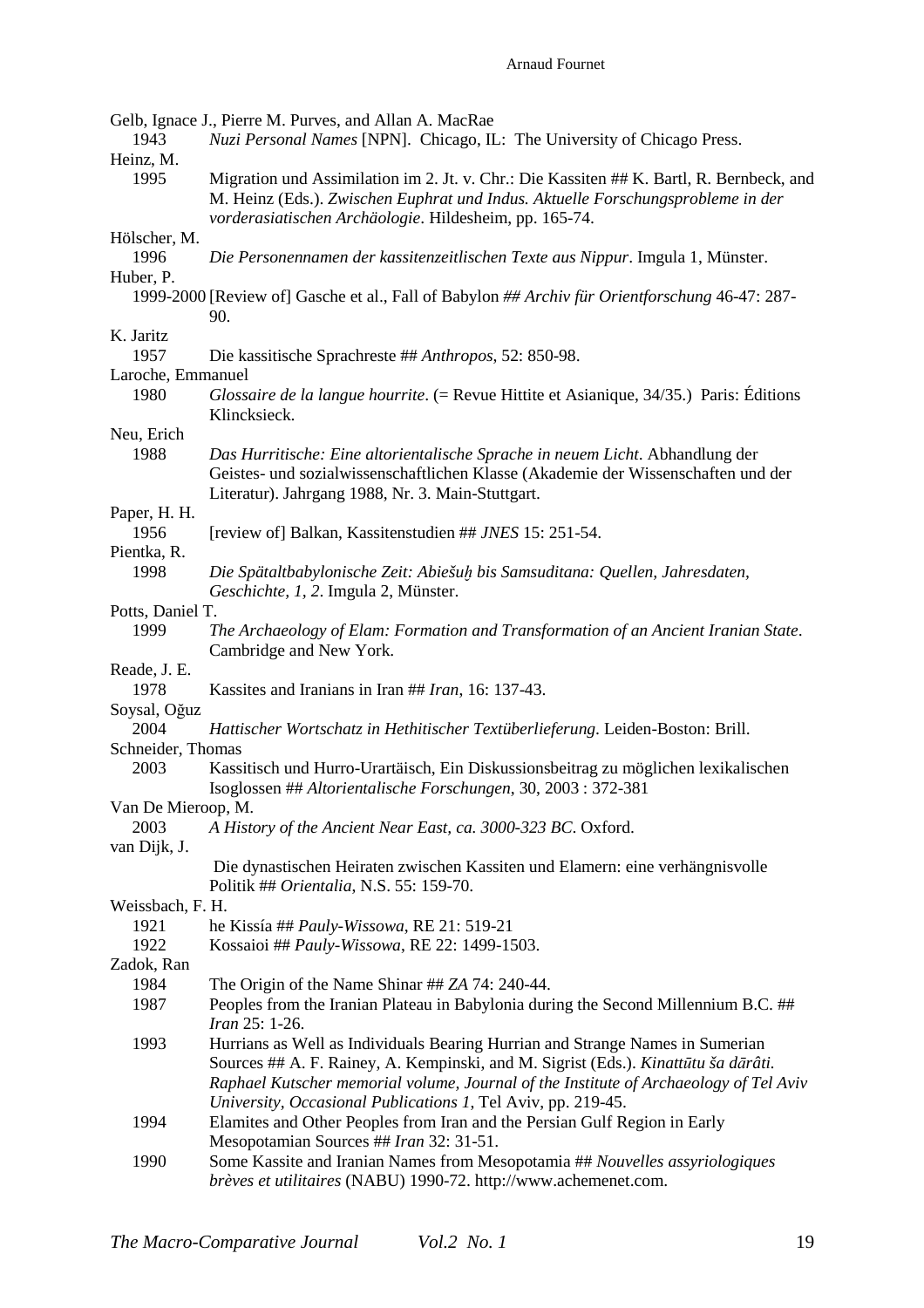Gelb, Ignace J., Pierre M. Purves, and Allan A. MacRae

1943 *Nuzi Personal Names* [NPN]. Chicago, IL: The University of Chicago Press.

Heinz, M.

1995 Migration und Assimilation im 2. Jt. v. Chr.: Die Kassiten ## K. Bartl, R. Bernbeck, and M. Heinz (Eds.). *Zwischen Euphrat und Indus. Aktuelle Forschungsprobleme in der vorderasiatischen Archäologie*. Hildesheim, pp. 165-74.

Hölscher, M.

1996 *Die Personennamen der kassitenzeitlischen Texte aus Nippur*. Imgula 1, Münster.

Huber, P.

1999-2000 [Review of] Gasche et al., Fall of Babylon *## Archiv für Orientforschung* 46-47: 287-90.

K. Jaritz

1957 Die kassitische Sprachreste ## *Anthropos*, 52: 850-98.

Laroche, Emmanuel

1980 *Glossaire de la langue hourrite*. (= Revue Hittite et Asianique, 34/35.) Paris: Éditions Klincksieck.

Neu, Erich

1988 *Das Hurritische: Eine altorientalische Sprache in neuem Licht*. Abhandlung der Geistes- und sozialwissenschaftlichen Klasse (Akademie der Wissenschaften und der Literatur). Jahrgang 1988, Nr. 3. Main-Stuttgart.

Paper, H. H.

1956 [review of] Balkan, Kassitenstudien ## *JNES* 15: 251-54.

Pientka, R.

1998 *Die Spätaltbabylonische Zeit: Abiešuḫ bis Samsuditana: Quellen, Jahresdaten, Geschichte, 1, 2*. Imgula 2, Münster.

Potts, Daniel T.

1999 *The Archaeology of Elam: Formation and Transformation of an Ancient Iranian State*. Cambridge and New York.

Reade, J. E.

1978 Kassites and Iranians in Iran ## *Iran*, 16: 137-43.

Soysal, Oğuz

2004 *Hattischer Wortschatz in Hethitischer Textüberlieferung*. Leiden-Boston: Brill.

Schneider, Thomas

2003 Kassitisch und Hurro-Urartäisch, Ein Diskussionsbeitrag zu möglichen lexikalischen Isoglossen ## *Altorientalische Forschungen*, 30, 2003 : 372-381

Van De Mieroop, M.

2003 *A History of the Ancient Near East, ca. 3000-323 BC*. Oxford.

van Dijk, J.

Die dynastischen Heiraten zwischen Kassiten und Elamern: eine verhängnisvolle Politik ## *Orientalia*, N.S. 55: 159-70.

Weissbach, F. H.

1921 he Kissía ## *Pauly-Wissowa*, RE 21: 519-21

1922 Kossaioi ## *Pauly-Wissowa*, RE 22: 1499-1503.

Zadok, Ran

1984 The Origin of the Name Shinar ## *ZA* 74: 240-44.

1987 Peoples from the Iranian Plateau in Babylonia during the Second Millennium B.C. ## *Iran* 25: 1-26.

1993 Hurrians as Well as Individuals Bearing Hurrian and Strange Names in Sumerian Sources ## A. F. Rainey, A. Kempinski, and M. Sigrist (Eds.). *Kinattūtu ša dārâti. Raphael Kutscher memorial volume, Journal of the Institute of Archaeology of Tel Aviv University, Occasional Publications 1*, Tel Aviv, pp. 219-45.

1994 Elamites and Other Peoples from Iran and the Persian Gulf Region in Early Mesopotamian Sources ## *Iran* 32: 31-51.

1990 Some Kassite and Iranian Names from Mesopotamia ## *Nouvelles assyriologiques brèves et utilitaires* (NABU) 1990-72. http://www.achemenet.com.